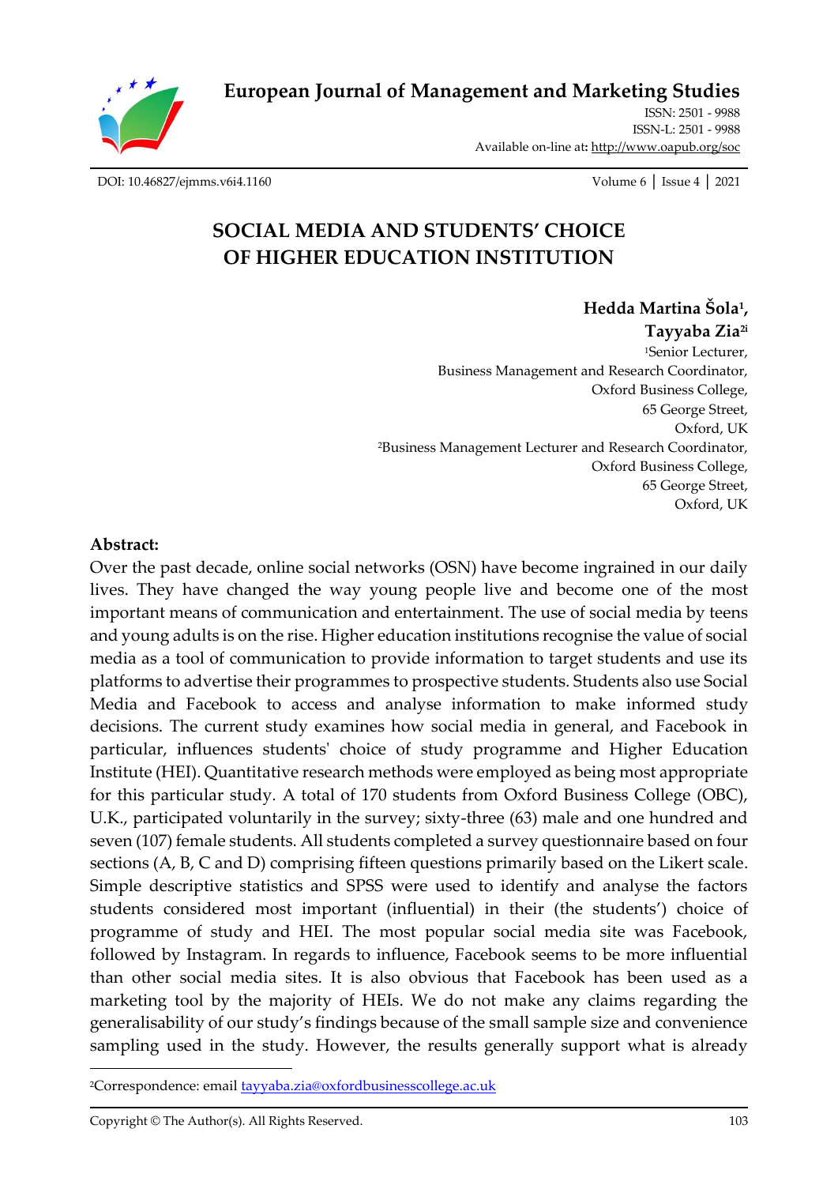European Journal of Management and Marketing Studies

ISSN: 2501 - 9988
ISSN-L: 2501 - 9988
Available on-line at: http://www.oapub.org/soc

DOI: 10.46827/ejmms.v6i4.1160

# SOCIAL MEDIA AND STUDENTS' CHOICE OF HIGHER EDUCATION INSTITUTION

**Hedda Martina Šola[1], Tayyaba Zia[2i]**

[1]Senior Lecturer,
Business Management and Research Coordinator,
Oxford Business College,
65 George Street,
Oxford, UK

[2]Business Management Lecturer and Research Coordinator,
Oxford Business College,
65 George Street,
Oxford, UK

**Abstract:**

Over the past decade, online social networks (OSN) have become ingrained in our daily lives. They have changed the way young people live and become one of the most important means of communication and entertainment. The use of social media by teens and young adults is on the rise. Higher education institutions recognise the value of social media as a tool of communication to provide information to target students and use its platforms to advertise their programmes to prospective students. Students also use Social Media and Facebook to access and analyse information to make informed study decisions. The current study examines how social media in general, and Facebook in particular, influences students' choice of study programme and Higher Education Institute (HEI). Quantitative research methods were employed as being most appropriate for this particular study. A total of 170 students from Oxford Business College (OBC), U.K., participated voluntarily in the survey; sixty-three (63) male and one hundred and seven (107) female students. All students completed a survey questionnaire based on four sections (A, B, C and D) comprising fifteen questions primarily based on the Likert scale. Simple descriptive statistics and SPSS were used to identify and analyse the factors students considered most important (influential) in their (the students') choice of programme of study and HEI. The most popular social media site was Facebook, followed by Instagram. In regards to influence, Facebook seems to be more influential than other social media sites. It is also obvious that Facebook has been used as a marketing tool by the majority of HEIs. We do not make any claims regarding the generalisability of our study's findings because of the small sample size and convenience sampling used in the study. However, the results generally support what is already

[2]Correspondence: email tayyaba.zia@oxfordbusinesscollege.ac.uk

Copyright © The Author(s). All Rights Reserved.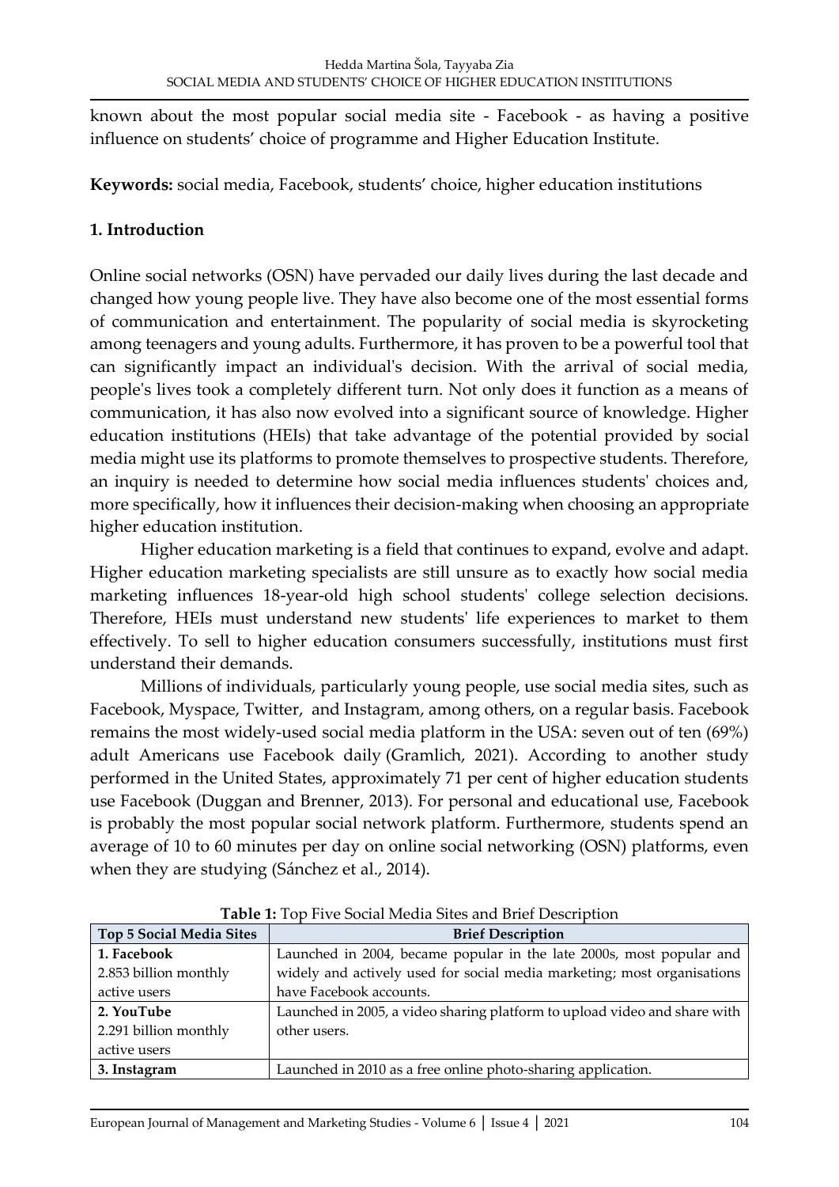known about the most popular social media site - Facebook - as having a positive influence on students' choice of programme and Higher Education Institute.

**Keywords:** social media, Facebook, students' choice, higher education institutions

## 1. Introduction

Online social networks (OSN) have pervaded our daily lives during the last decade and changed how young people live. They have also become one of the most essential forms of communication and entertainment. The popularity of social media is skyrocketing among teenagers and young adults. Furthermore, it has proven to be a powerful tool that can significantly impact an individual's decision. With the arrival of social media, people's lives took a completely different turn. Not only does it function as a means of communication, it has also now evolved into a significant source of knowledge. Higher education institutions (HEIs) that take advantage of the potential provided by social media might use its platforms to promote themselves to prospective students. Therefore, an inquiry is needed to determine how social media influences students' choices and, more specifically, how it influences their decision-making when choosing an appropriate higher education institution.

Higher education marketing is a field that continues to expand, evolve and adapt. Higher education marketing specialists are still unsure as to exactly how social media marketing influences 18-year-old high school students' college selection decisions. Therefore, HEIs must understand new students' life experiences to market to them effectively. To sell to higher education consumers successfully, institutions must first understand their demands.

Millions of individuals, particularly young people, use social media sites, such as Facebook, Myspace, Twitter, and Instagram, among others, on a regular basis. Facebook remains the most widely-used social media platform in the USA: seven out of ten (69%) adult Americans use Facebook daily (Gramlich, 2021). According to another study performed in the United States, approximately 71 per cent of higher education students use Facebook (Duggan and Brenner, 2013). For personal and educational use, Facebook is probably the most popular social network platform. Furthermore, students spend an average of 10 to 60 minutes per day on online social networking (OSN) platforms, even when they are studying (Sánchez et al., 2014).

**Table 1:** Top Five Social Media Sites and Brief Description

| Top 5 Social Media Sites | Brief Description |
|---|---|
| **1. Facebook** 2.853 billion monthly active users | Launched in 2004, became popular in the late 2000s, most popular and widely and actively used for social media marketing; most organisations have Facebook accounts. |
| **2. YouTube** 2.291 billion monthly active users | Launched in 2005, a video sharing platform to upload video and share with other users. |
| **3. Instagram** | Launched in 2010 as a free online photo-sharing application. |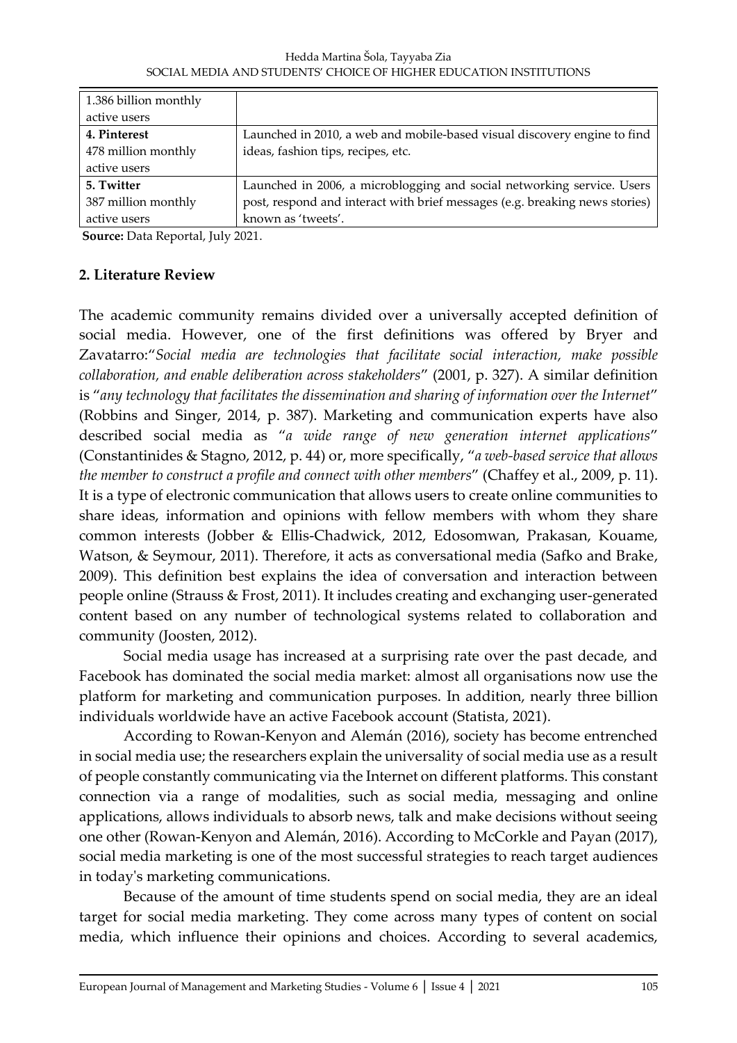| | |
|---|---|
| 1.386 billion monthly active users | |
| **4. Pinterest** 478 million monthly active users | Launched in 2010, a web and mobile-based visual discovery engine to find ideas, fashion tips, recipes, etc. |
| **5. Twitter** 387 million monthly active users | Launched in 2006, a microblogging and social networking service. Users post, respond and interact with brief messages (e.g. breaking news stories) known as 'tweets'. |

**Source:** Data Reportal, July 2021.

## 2. Literature Review

The academic community remains divided over a universally accepted definition of social media. However, one of the first definitions was offered by Bryer and Zavatarro:"*Social media are technologies that facilitate social interaction, make possible collaboration, and enable deliberation across stakeholders*" (2001, p. 327). A similar definition is "*any technology that facilitates the dissemination and sharing of information over the Internet*" (Robbins and Singer, 2014, p. 387). Marketing and communication experts have also described social media as "*a wide range of new generation internet applications*" (Constantinides & Stagno, 2012, p. 44) or, more specifically, "*a web-based service that allows the member to construct a profile and connect with other members*" (Chaffey et al., 2009, p. 11). It is a type of electronic communication that allows users to create online communities to share ideas, information and opinions with fellow members with whom they share common interests (Jobber & Ellis-Chadwick, 2012, Edosomwan, Prakasan, Kouame, Watson, & Seymour, 2011). Therefore, it acts as conversational media (Safko and Brake, 2009). This definition best explains the idea of conversation and interaction between people online (Strauss & Frost, 2011). It includes creating and exchanging user-generated content based on any number of technological systems related to collaboration and community (Joosten, 2012).

Social media usage has increased at a surprising rate over the past decade, and Facebook has dominated the social media market: almost all organisations now use the platform for marketing and communication purposes. In addition, nearly three billion individuals worldwide have an active Facebook account (Statista, 2021).

According to Rowan-Kenyon and Alemán (2016), society has become entrenched in social media use; the researchers explain the universality of social media use as a result of people constantly communicating via the Internet on different platforms. This constant connection via a range of modalities, such as social media, messaging and online applications, allows individuals to absorb news, talk and make decisions without seeing one other (Rowan-Kenyon and Alemán, 2016). According to McCorkle and Payan (2017), social media marketing is one of the most successful strategies to reach target audiences in today's marketing communications.

Because of the amount of time students spend on social media, they are an ideal target for social media marketing. They come across many types of content on social media, which influence their opinions and choices. According to several academics,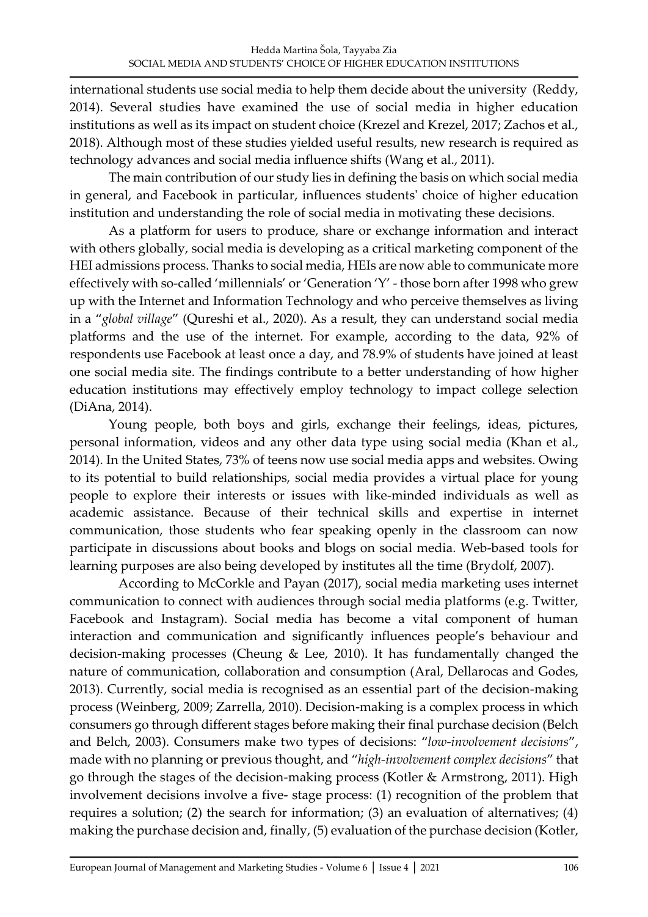international students use social media to help them decide about the university (Reddy, 2014). Several studies have examined the use of social media in higher education institutions as well as its impact on student choice (Krezel and Krezel, 2017; Zachos et al., 2018). Although most of these studies yielded useful results, new research is required as technology advances and social media influence shifts (Wang et al., 2011).

The main contribution of our study lies in defining the basis on which social media in general, and Facebook in particular, influences students' choice of higher education institution and understanding the role of social media in motivating these decisions.

As a platform for users to produce, share or exchange information and interact with others globally, social media is developing as a critical marketing component of the HEI admissions process. Thanks to social media, HEIs are now able to communicate more effectively with so-called 'millennials' or 'Generation 'Y' - those born after 1998 who grew up with the Internet and Information Technology and who perceive themselves as living in a "*global village*" (Qureshi et al., 2020). As a result, they can understand social media platforms and the use of the internet. For example, according to the data, 92% of respondents use Facebook at least once a day, and 78.9% of students have joined at least one social media site. The findings contribute to a better understanding of how higher education institutions may effectively employ technology to impact college selection (DiAna, 2014).

Young people, both boys and girls, exchange their feelings, ideas, pictures, personal information, videos and any other data type using social media (Khan et al., 2014). In the United States, 73% of teens now use social media apps and websites. Owing to its potential to build relationships, social media provides a virtual place for young people to explore their interests or issues with like-minded individuals as well as academic assistance. Because of their technical skills and expertise in internet communication, those students who fear speaking openly in the classroom can now participate in discussions about books and blogs on social media. Web-based tools for learning purposes are also being developed by institutes all the time (Brydolf, 2007).

According to McCorkle and Payan (2017), social media marketing uses internet communication to connect with audiences through social media platforms (e.g. Twitter, Facebook and Instagram). Social media has become a vital component of human interaction and communication and significantly influences people's behaviour and decision-making processes (Cheung & Lee, 2010). It has fundamentally changed the nature of communication, collaboration and consumption (Aral, Dellarocas and Godes, 2013). Currently, social media is recognised as an essential part of the decision-making process (Weinberg, 2009; Zarrella, 2010). Decision-making is a complex process in which consumers go through different stages before making their final purchase decision (Belch and Belch, 2003). Consumers make two types of decisions: "*low-involvement decisions*", made with no planning or previous thought, and "*high-involvement complex decisions*" that go through the stages of the decision-making process (Kotler & Armstrong, 2011). High involvement decisions involve a five- stage process: (1) recognition of the problem that requires a solution; (2) the search for information; (3) an evaluation of alternatives; (4) making the purchase decision and, finally, (5) evaluation of the purchase decision (Kotler,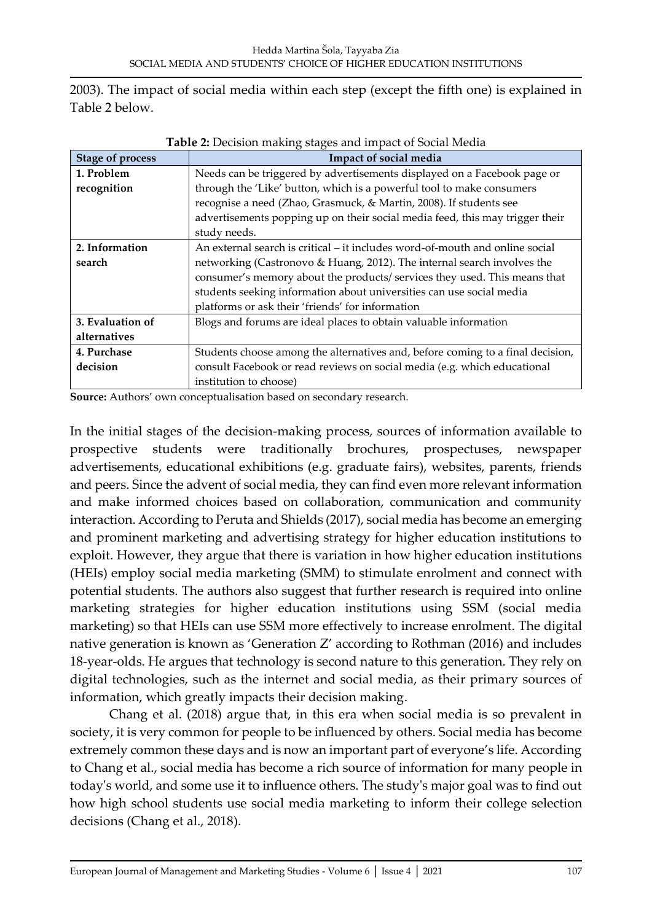2003). The impact of social media within each step (except the fifth one) is explained in Table 2 below.

**Table 2:** Decision making stages and impact of Social Media

| Stage of process | Impact of social media |
|---|---|
| **1. Problem recognition** | Needs can be triggered by advertisements displayed on a Facebook page or through the 'Like' button, which is a powerful tool to make consumers recognise a need (Zhao, Grasmuck, & Martin, 2008). If students see advertisements popping up on their social media feed, this may trigger their study needs. |
| **2. Information search** | An external search is critical – it includes word-of-mouth and online social networking (Castronovo & Huang, 2012). The internal search involves the consumer's memory about the products/ services they used. This means that students seeking information about universities can use social media platforms or ask their 'friends' for information |
| **3. Evaluation of alternatives** | Blogs and forums are ideal places to obtain valuable information |
| **4. Purchase decision** | Students choose among the alternatives and, before coming to a final decision, consult Facebook or read reviews on social media (e.g. which educational institution to choose) |

**Source:** Authors' own conceptualisation based on secondary research.

In the initial stages of the decision-making process, sources of information available to prospective students were traditionally brochures, prospectuses, newspaper advertisements, educational exhibitions (e.g. graduate fairs), websites, parents, friends and peers. Since the advent of social media, they can find even more relevant information and make informed choices based on collaboration, communication and community interaction. According to Peruta and Shields (2017), social media has become an emerging and prominent marketing and advertising strategy for higher education institutions to exploit. However, they argue that there is variation in how higher education institutions (HEIs) employ social media marketing (SMM) to stimulate enrolment and connect with potential students. The authors also suggest that further research is required into online marketing strategies for higher education institutions using SSM (social media marketing) so that HEIs can use SSM more effectively to increase enrolment. The digital native generation is known as 'Generation Z' according to Rothman (2016) and includes 18-year-olds. He argues that technology is second nature to this generation. They rely on digital technologies, such as the internet and social media, as their primary sources of information, which greatly impacts their decision making.

Chang et al. (2018) argue that, in this era when social media is so prevalent in society, it is very common for people to be influenced by others. Social media has become extremely common these days and is now an important part of everyone's life. According to Chang et al., social media has become a rich source of information for many people in today's world, and some use it to influence others. The study's major goal was to find out how high school students use social media marketing to inform their college selection decisions (Chang et al., 2018).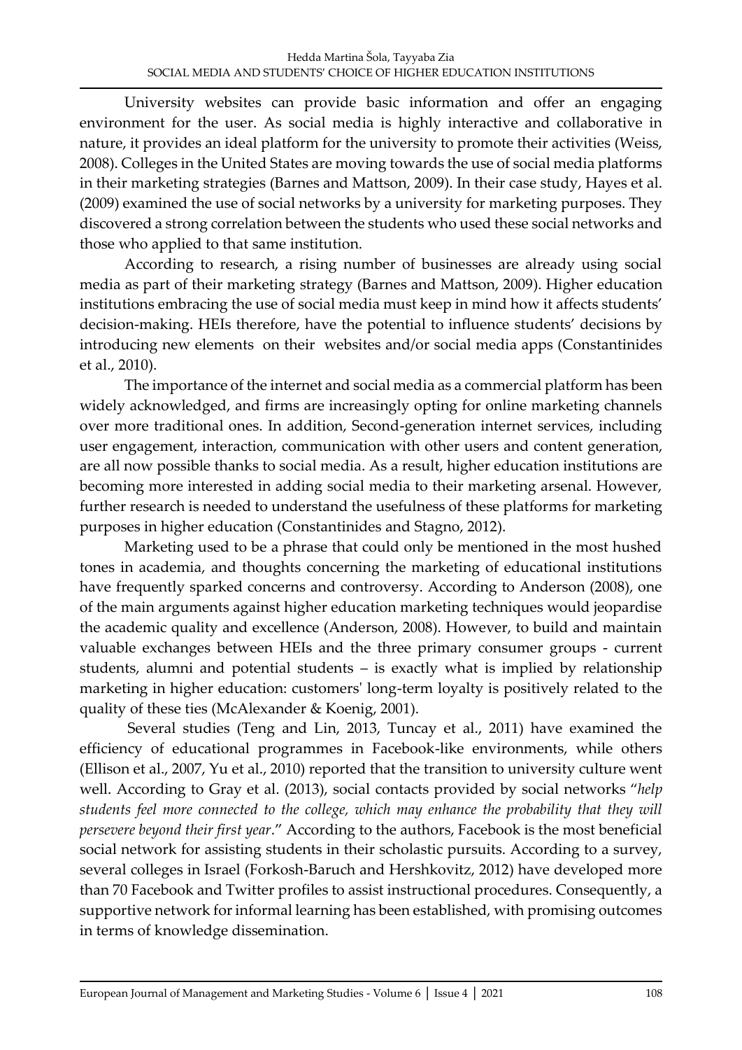University websites can provide basic information and offer an engaging environment for the user. As social media is highly interactive and collaborative in nature, it provides an ideal platform for the university to promote their activities (Weiss, 2008). Colleges in the United States are moving towards the use of social media platforms in their marketing strategies (Barnes and Mattson, 2009). In their case study, Hayes et al. (2009) examined the use of social networks by a university for marketing purposes. They discovered a strong correlation between the students who used these social networks and those who applied to that same institution.

According to research, a rising number of businesses are already using social media as part of their marketing strategy (Barnes and Mattson, 2009). Higher education institutions embracing the use of social media must keep in mind how it affects students' decision-making. HEIs therefore, have the potential to influence students' decisions by introducing new elements on their websites and/or social media apps (Constantinides et al., 2010).

The importance of the internet and social media as a commercial platform has been widely acknowledged, and firms are increasingly opting for online marketing channels over more traditional ones. In addition, Second-generation internet services, including user engagement, interaction, communication with other users and content generation, are all now possible thanks to social media. As a result, higher education institutions are becoming more interested in adding social media to their marketing arsenal. However, further research is needed to understand the usefulness of these platforms for marketing purposes in higher education (Constantinides and Stagno, 2012).

Marketing used to be a phrase that could only be mentioned in the most hushed tones in academia, and thoughts concerning the marketing of educational institutions have frequently sparked concerns and controversy. According to Anderson (2008), one of the main arguments against higher education marketing techniques would jeopardise the academic quality and excellence (Anderson, 2008). However, to build and maintain valuable exchanges between HEIs and the three primary consumer groups - current students, alumni and potential students – is exactly what is implied by relationship marketing in higher education: customers' long-term loyalty is positively related to the quality of these ties (McAlexander & Koenig, 2001).

Several studies (Teng and Lin, 2013, Tuncay et al., 2011) have examined the efficiency of educational programmes in Facebook-like environments, while others (Ellison et al., 2007, Yu et al., 2010) reported that the transition to university culture went well. According to Gray et al. (2013), social contacts provided by social networks "*help students feel more connected to the college, which may enhance the probability that they will persevere beyond their first year*." According to the authors, Facebook is the most beneficial social network for assisting students in their scholastic pursuits. According to a survey, several colleges in Israel (Forkosh-Baruch and Hershkovitz, 2012) have developed more than 70 Facebook and Twitter profiles to assist instructional procedures. Consequently, a supportive network for informal learning has been established, with promising outcomes in terms of knowledge dissemination.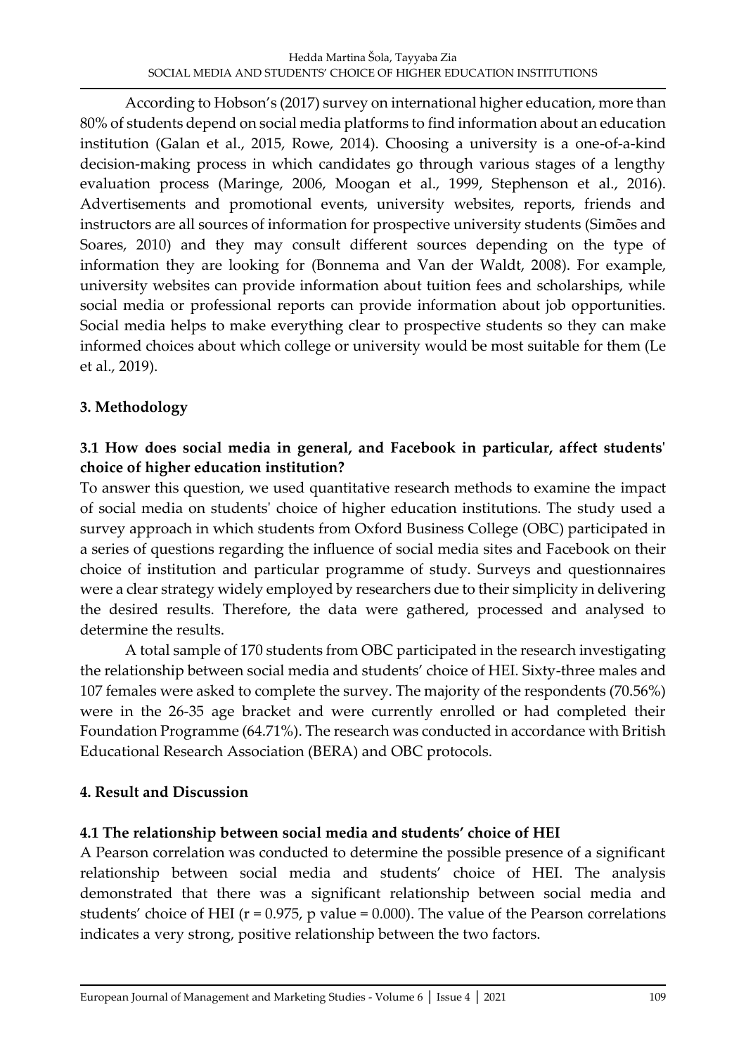According to Hobson's (2017) survey on international higher education, more than 80% of students depend on social media platforms to find information about an education institution (Galan et al., 2015, Rowe, 2014). Choosing a university is a one-of-a-kind decision-making process in which candidates go through various stages of a lengthy evaluation process (Maringe, 2006, Moogan et al., 1999, Stephenson et al., 2016). Advertisements and promotional events, university websites, reports, friends and instructors are all sources of information for prospective university students (Simões and Soares, 2010) and they may consult different sources depending on the type of information they are looking for (Bonnema and Van der Waldt, 2008). For example, university websites can provide information about tuition fees and scholarships, while social media or professional reports can provide information about job opportunities. Social media helps to make everything clear to prospective students so they can make informed choices about which college or university would be most suitable for them (Le et al., 2019).

## 3. Methodology

### 3.1 How does social media in general, and Facebook in particular, affect students' choice of higher education institution?

To answer this question, we used quantitative research methods to examine the impact of social media on students' choice of higher education institutions. The study used a survey approach in which students from Oxford Business College (OBC) participated in a series of questions regarding the influence of social media sites and Facebook on their choice of institution and particular programme of study. Surveys and questionnaires were a clear strategy widely employed by researchers due to their simplicity in delivering the desired results. Therefore, the data were gathered, processed and analysed to determine the results.

A total sample of 170 students from OBC participated in the research investigating the relationship between social media and students' choice of HEI. Sixty-three males and 107 females were asked to complete the survey. The majority of the respondents (70.56%) were in the 26-35 age bracket and were currently enrolled or had completed their Foundation Programme (64.71%). The research was conducted in accordance with British Educational Research Association (BERA) and OBC protocols.

## 4. Result and Discussion

### 4.1 The relationship between social media and students' choice of HEI

A Pearson correlation was conducted to determine the possible presence of a significant relationship between social media and students' choice of HEI. The analysis demonstrated that there was a significant relationship between social media and students' choice of HEI ($r = 0.975$, p value $= 0.000$). The value of the Pearson correlations indicates a very strong, positive relationship between the two factors.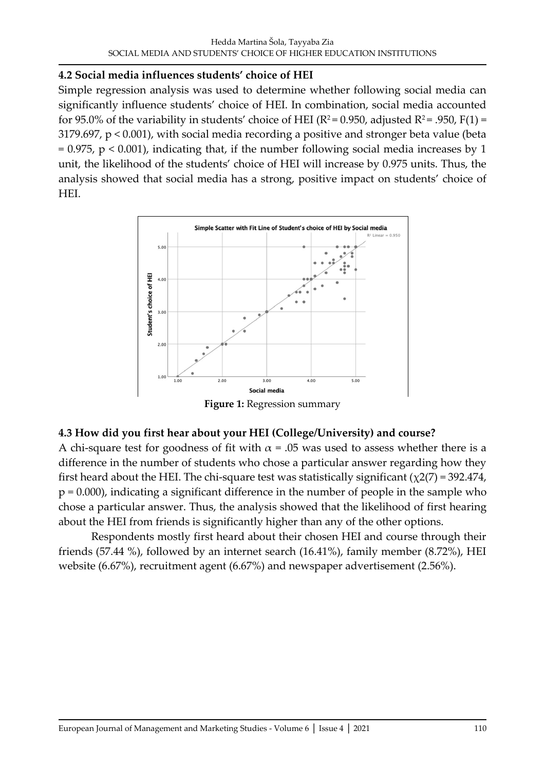### 4.2 Social media influences students' choice of HEI

Simple regression analysis was used to determine whether following social media can significantly influence students' choice of HEI. In combination, social media accounted for 95.0% of the variability in students' choice of HEI ($R^2 = 0.950$, adjusted $R^2 = .950$, $F(1) = 3179.697$, $p < 0.001$), with social media recording a positive and stronger beta value (beta $= 0.975$, $p < 0.001$), indicating that, if the number following social media increases by 1 unit, the likelihood of the students' choice of HEI will increase by 0.975 units. Thus, the analysis showed that social media has a strong, positive impact on students' choice of HEI.

Simple Scatter with Fit Line of Student's choice of HEI by Social media

R² Linear = 0.950

Student's choice of HEI

5.00
4.00
3.00
2.00
1.00

1.00
2.00
3.00
4.00
5.00

Social media

**Figure 1:** Regression summary

### 4.3 How did you first hear about your HEI (College/University) and course?

A chi-square test for goodness of fit with $\alpha = .05$ was used to assess whether there is a difference in the number of students who chose a particular answer regarding how they first heard about the HEI. The chi-square test was statistically significant ($\chi2(7) = 392.474$, $p = 0.000$), indicating a significant difference in the number of people in the sample who chose a particular answer. Thus, the analysis showed that the likelihood of first hearing about the HEI from friends is significantly higher than any of the other options.

Respondents mostly first heard about their chosen HEI and course through their friends (57.44 %), followed by an internet search (16.41%), family member (8.72%), HEI website (6.67%), recruitment agent (6.67%) and newspaper advertisement (2.56%).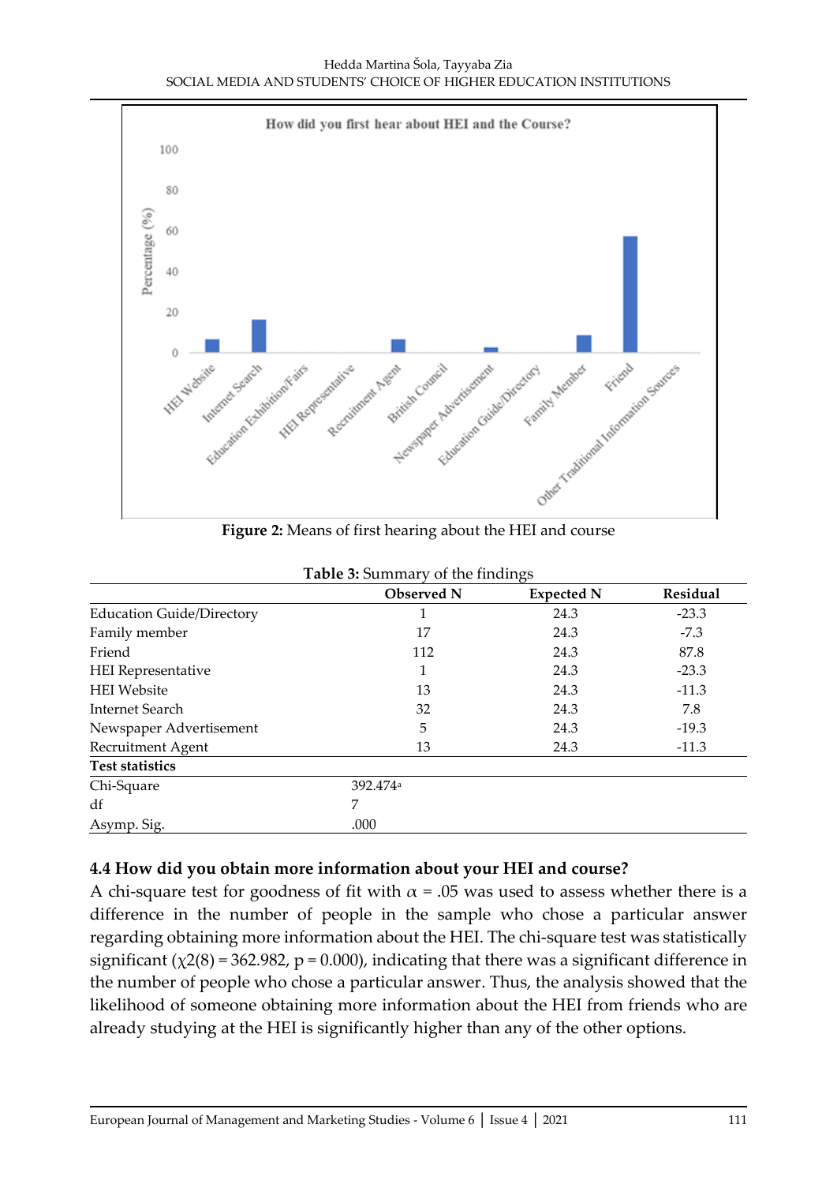How did you first hear about HEI and the Course?

Percentage (%)

100
80
60
40
20
0

HEI Website
Internet Search
Education Exhibition/Fairs
HEI Representative
Recruitment Agent
British Council
Newspaper Advertisement
Education Guide/Directory
Family Member
Friend
Other Traditional Information Sources

**Figure 2:** Means of first hearing about the HEI and course

**Table 3:** Summary of the findings

| | Observed N | Expected N | Residual |
|---|---|---|---|
| Education Guide/Directory | 1 | 24.3 | -23.3 |
| Family member | 17 | 24.3 | -7.3 |
| Friend | 112 | 24.3 | 87.8 |
| HEI Representative | 1 | 24.3 | -23.3 |
| HEI Website | 13 | 24.3 | -11.3 |
| Internet Search | 32 | 24.3 | 7.8 |
| Newspaper Advertisement | 5 | 24.3 | -19.3 |
| Recruitment Agent | 13 | 24.3 | -11.3 |
| **Test statistics** | | | |
| Chi-Square | 392.474[a] | | |
| df | 7 | | |
| Asymp. Sig. | .000 | | |

### 4.4 How did you obtain more information about your HEI and course?

A chi-square test for goodness of fit with $\alpha$ = .05 was used to assess whether there is a difference in the number of people in the sample who chose a particular answer regarding obtaining more information about the HEI. The chi-square test was statistically significant ($\chi2(8) = 362.982$, $p = 0.000$), indicating that there was a significant difference in the number of people who chose a particular answer. Thus, the analysis showed that the likelihood of someone obtaining more information about the HEI from friends who are already studying at the HEI is significantly higher than any of the other options.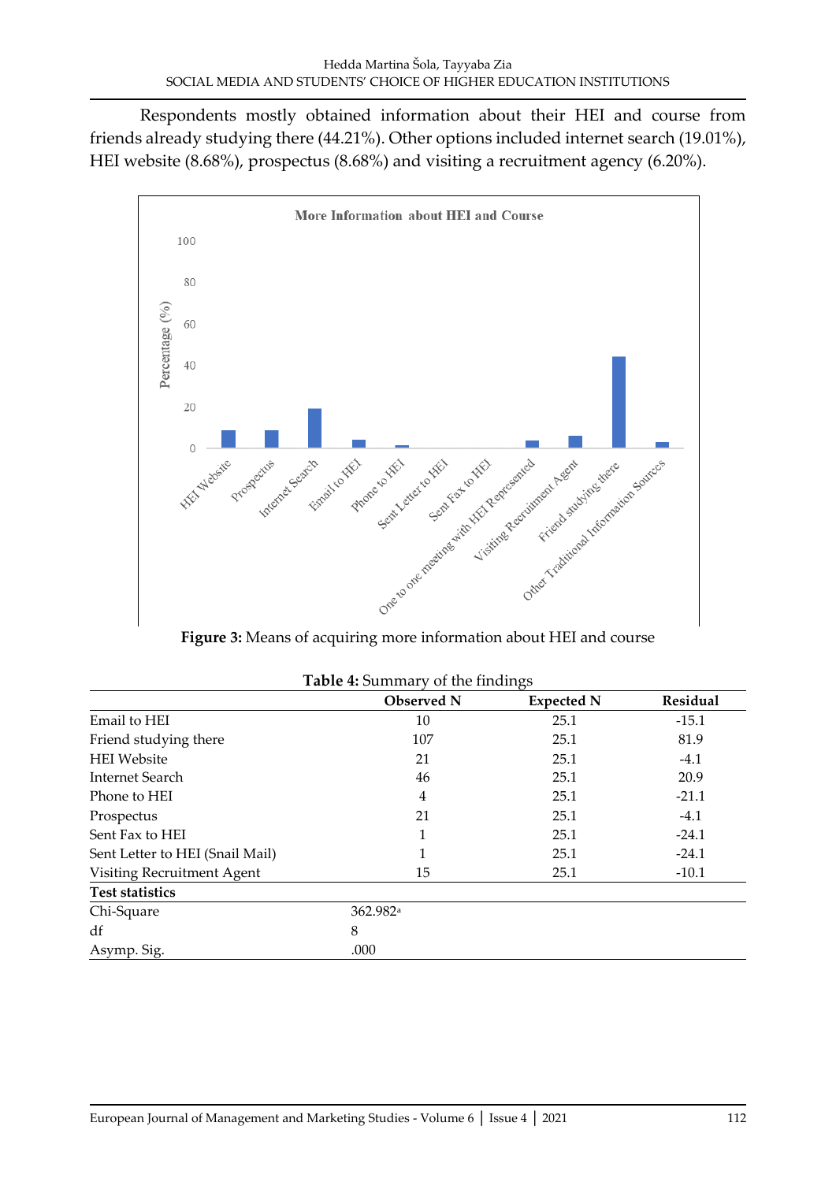Respondents mostly obtained information about their HEI and course from friends already studying there (44.21%). Other options included internet search (19.01%), HEI website (8.68%), prospectus (8.68%) and visiting a recruitment agency (6.20%).

More Information about HEI and Course

Percentage (%)

100

80

60

40

20

0

HEI Website

Prospectus

Internet Search

Email to HEI

Phone to HEI

Sent Letter to HEI

Sent Fax to HEI

One to one meeting with HEI Represented

Visiting Recruitment Agent

Friend studying there

Other Traditional Information Sources

**Figure 3:** Means of acquiring more information about HEI and course

**Table 4:** Summary of the findings

| | Observed N | Expected N | Residual |
|---|---|---|---|
| Email to HEI | 10 | 25.1 | -15.1 |
| Friend studying there | 107 | 25.1 | 81.9 |
| HEI Website | 21 | 25.1 | -4.1 |
| Internet Search | 46 | 25.1 | 20.9 |
| Phone to HEI | 4 | 25.1 | -21.1 |
| Prospectus | 21 | 25.1 | -4.1 |
| Sent Fax to HEI | 1 | 25.1 | -24.1 |
| Sent Letter to HEI (Snail Mail) | 1 | 25.1 | -24.1 |
| Visiting Recruitment Agent | 15 | 25.1 | -10.1 |
| **Test statistics** | | | |
| Chi-Square | 362.982[a] | | |
| df | 8 | | |
| Asymp. Sig. | .000 | | |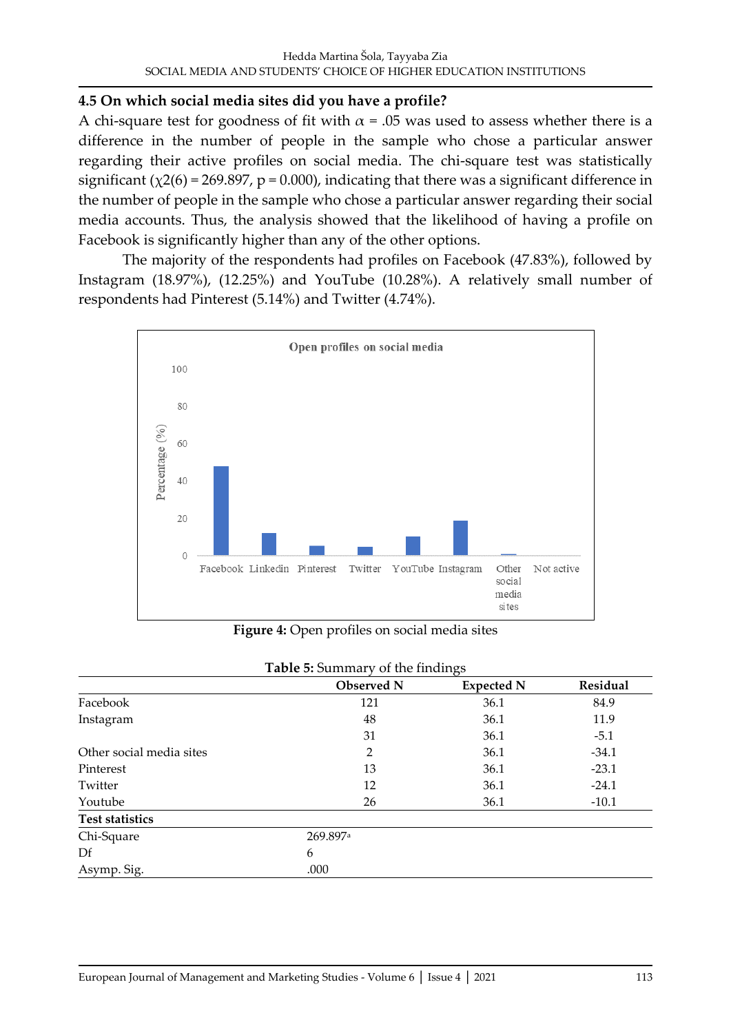### 4.5 On which social media sites did you have a profile?

A chi-square test for goodness of fit with $\alpha$ = .05 was used to assess whether there is a difference in the number of people in the sample who chose a particular answer regarding their active profiles on social media. The chi-square test was statistically significant ($\chi 2(6)$ = 269.897, p = 0.000), indicating that there was a significant difference in the number of people in the sample who chose a particular answer regarding their social media accounts. Thus, the analysis showed that the likelihood of having a profile on Facebook is significantly higher than any of the other options.

The majority of the respondents had profiles on Facebook (47.83%), followed by Instagram (18.97%), (12.25%) and YouTube (10.28%). A relatively small number of respondents had Pinterest (5.14%) and Twitter (4.74%).

Open profiles on social media

Percentage (%)

100
80
60
40
20
0

Facebook Linkedin Pinterest Twitter YouTube Instagram Other social media sites Not active

**Figure 4:** Open profiles on social media sites

**Table 5:** Summary of the findings

| | Observed N | Expected N | Residual |
|---|---|---|---|
| Facebook | 121 | 36.1 | 84.9 |
| Instagram | 48 | 36.1 | 11.9 |
| | 31 | 36.1 | -5.1 |
| Other social media sites | 2 | 36.1 | -34.1 |
| Pinterest | 13 | 36.1 | -23.1 |
| Twitter | 12 | 36.1 | -24.1 |
| Youtube | 26 | 36.1 | -10.1 |
| **Test statistics** | | | |
| Chi-Square | 269.897[a] | | |
| Df | 6 | | |
| Asymp. Sig. | .000 | | |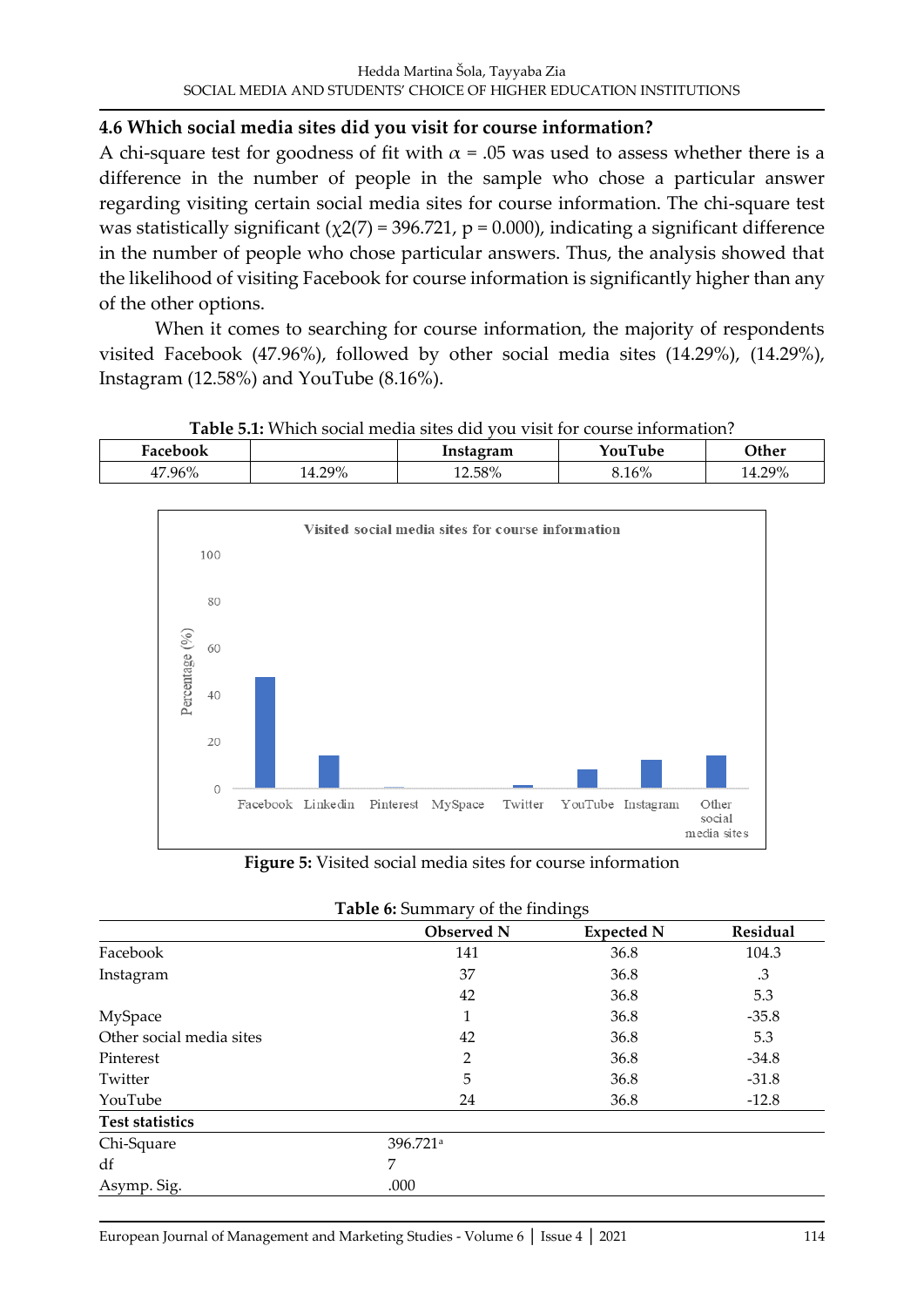### 4.6 Which social media sites did you visit for course information?

A chi-square test for goodness of fit with $\alpha$ = .05 was used to assess whether there is a difference in the number of people in the sample who chose a particular answer regarding visiting certain social media sites for course information. The chi-square test was statistically significant ($\chi2(7)$ = 396.721, p = 0.000), indicating a significant difference in the number of people who chose particular answers. Thus, the analysis showed that the likelihood of visiting Facebook for course information is significantly higher than any of the other options.

When it comes to searching for course information, the majority of respondents visited Facebook (47.96%), followed by other social media sites (14.29%), (14.29%), Instagram (12.58%) and YouTube (8.16%).

**Table 5.1:** Which social media sites did you visit for course information?

| Facebook | | Instagram | YouTube | Other |
|---|---|---|---|---|
| 47.96% | 14.29% | 12.58% | 8.16% | 14.29% |

Visited social media sites for course information

Percentage (%)

100
80
60
40
20
0

Facebook Linkedin Pinterest MySpace Twitter YouTube Instagram Other social media sites

**Figure 5:** Visited social media sites for course information

**Table 6:** Summary of the findings

| | Observed N | Expected N | Residual |
|---|---|---|---|
| Facebook | 141 | 36.8 | 104.3 |
| Instagram | 37 | 36.8 | .3 |
| | 42 | 36.8 | 5.3 |
| MySpace | 1 | 36.8 | -35.8 |
| Other social media sites | 42 | 36.8 | 5.3 |
| Pinterest | 2 | 36.8 | -34.8 |
| Twitter | 5 | 36.8 | -31.8 |
| YouTube | 24 | 36.8 | -12.8 |
| **Test statistics** | | | |
| Chi-Square | 396.721[a] | | |
| df | 7 | | |
| Asymp. Sig. | .000 | | |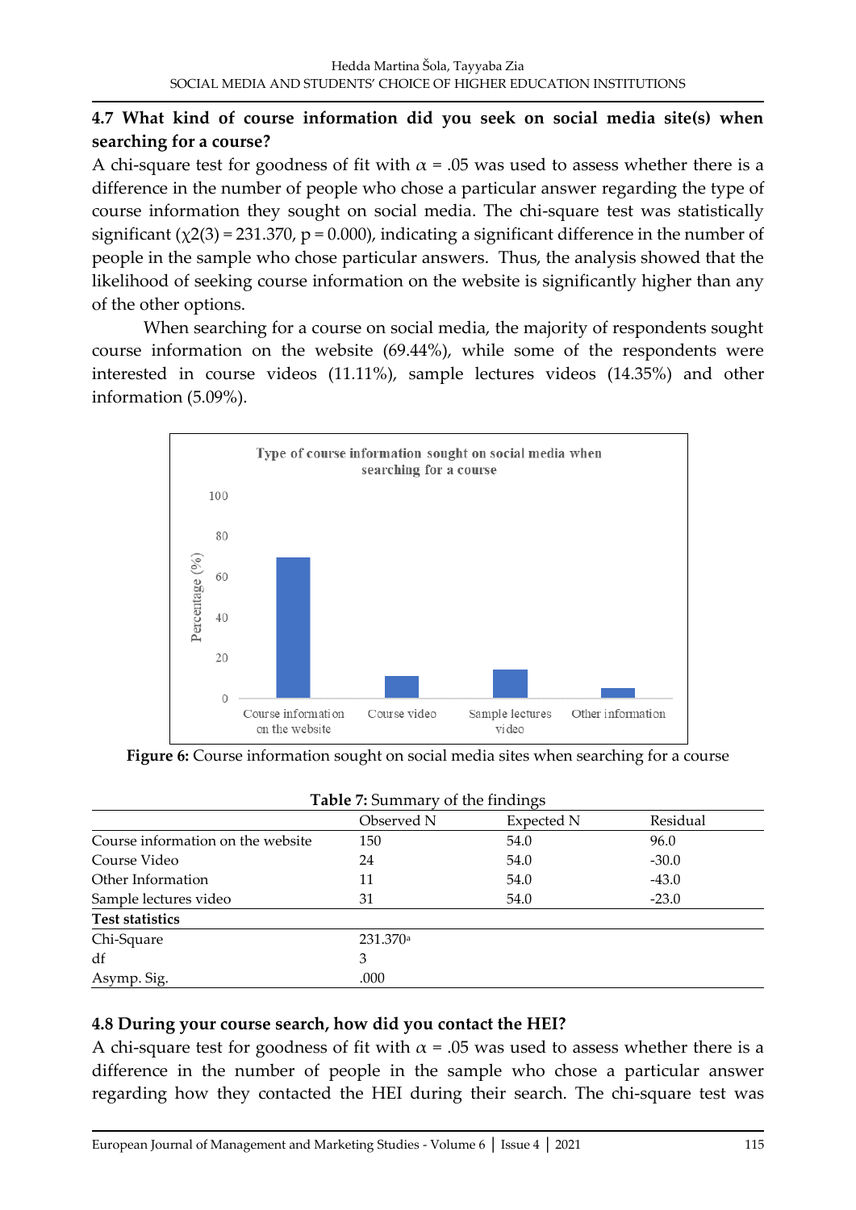### 4.7 What kind of course information did you seek on social media site(s) when searching for a course?

A chi-square test for goodness of fit with $\alpha$ = .05 was used to assess whether there is a difference in the number of people who chose a particular answer regarding the type of course information they sought on social media. The chi-square test was statistically significant ($\chi2(3)$ = 231.370, p = 0.000), indicating a significant difference in the number of people in the sample who chose particular answers. Thus, the analysis showed that the likelihood of seeking course information on the website is significantly higher than any of the other options.

When searching for a course on social media, the majority of respondents sought course information on the website (69.44%), while some of the respondents were interested in course videos (11.11%), sample lectures videos (14.35%) and other information (5.09%).

Type of course information sought on social media when searching for a course

Percentage (%)

100
80
60
40
20
0

Course information on the website
Course video
Sample lectures video
Other information

**Figure 6:** Course information sought on social media sites when searching for a course

**Table 7:** Summary of the findings

| | Observed N | Expected N | Residual |
|---|---|---|---|
| Course information on the website | 150 | 54.0 | 96.0 |
| Course Video | 24 | 54.0 | -30.0 |
| Other Information | 11 | 54.0 | -43.0 |
| Sample lectures video | 31 | 54.0 | -23.0 |
| **Test statistics** | | | |
| Chi-Square | 231.370[a] | | |
| df | 3 | | |
| Asymp. Sig. | .000 | | |

### 4.8 During your course search, how did you contact the HEI?

A chi-square test for goodness of fit with $\alpha$ = .05 was used to assess whether there is a difference in the number of people in the sample who chose a particular answer regarding how they contacted the HEI during their search. The chi-square test was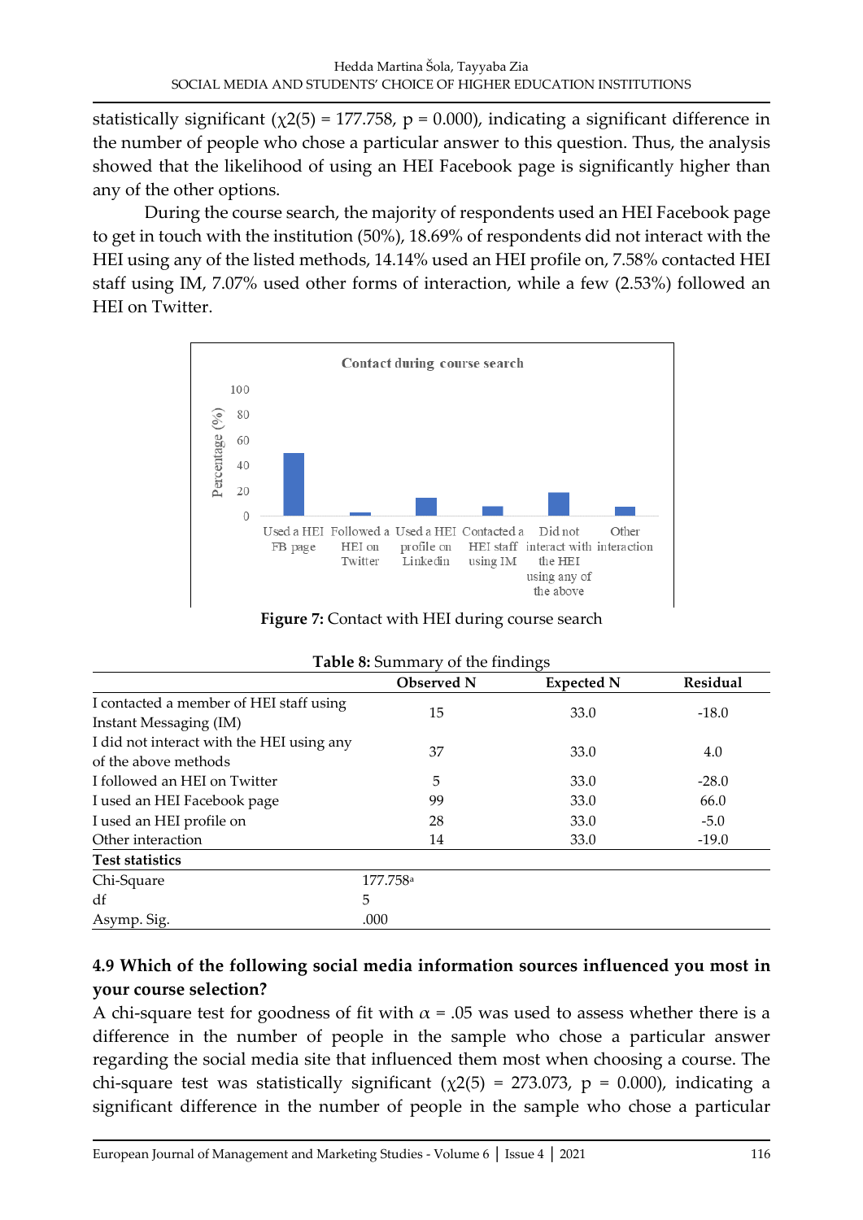statistically significant ($\chi2(5) = 177.758$, $p = 0.000$), indicating a significant difference in the number of people who chose a particular answer to this question. Thus, the analysis showed that the likelihood of using an HEI Facebook page is significantly higher than any of the other options.

During the course search, the majority of respondents used an HEI Facebook page to get in touch with the institution (50%), 18.69% of respondents did not interact with the HEI using any of the listed methods, 14.14% used an HEI profile on, 7.58% contacted HEI staff using IM, 7.07% used other forms of interaction, while a few (2.53%) followed an HEI on Twitter.

Contact during course search

Percentage (%)

100
80
60
40
20
0

Used a HEI FB page
Followed a HEI on Twitter
Used a HEI profile on Linkedin
Contacted a HEI staff using IM
Did not interact with the HEI using any of the above
Other interaction

**Figure 7:** Contact with HEI during course search

**Table 8:** Summary of the findings

| | Observed N | Expected N | Residual |
|---|---|---|---|
| I contacted a member of HEI staff using Instant Messaging (IM) | 15 | 33.0 | -18.0 |
| I did not interact with the HEI using any of the above methods | 37 | 33.0 | 4.0 |
| I followed an HEI on Twitter | 5 | 33.0 | -28.0 |
| I used an HEI Facebook page | 99 | 33.0 | 66.0 |
| I used an HEI profile on | 28 | 33.0 | -5.0 |
| Other interaction | 14 | 33.0 | -19.0 |
| **Test statistics** | | | |
| Chi-Square | 177.758[a] | | |
| df | 5 | | |
| Asymp. Sig. | .000 | | |

### 4.9 Which of the following social media information sources influenced you most in your course selection?

A chi-square test for goodness of fit with $\alpha = .05$ was used to assess whether there is a difference in the number of people in the sample who chose a particular answer regarding the social media site that influenced them most when choosing a course. The chi-square test was statistically significant ($\chi2(5) = 273.073$, $p = 0.000$), indicating a significant difference in the number of people in the sample who chose a particular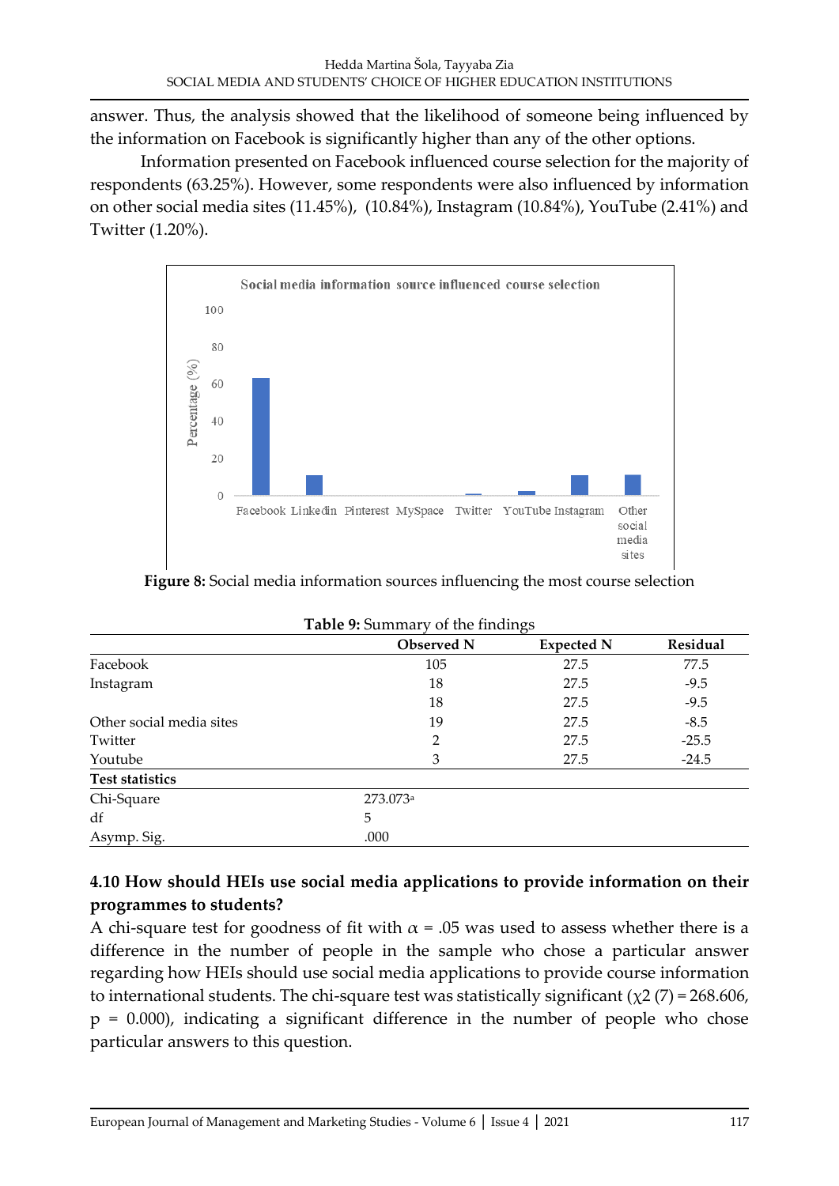answer. Thus, the analysis showed that the likelihood of someone being influenced by the information on Facebook is significantly higher than any of the other options.

Information presented on Facebook influenced course selection for the majority of respondents (63.25%). However, some respondents were also influenced by information on other social media sites (11.45%),  (10.84%), Instagram (10.84%), YouTube (2.41%) and Twitter (1.20%).

**Figure 8:** Social media information sources influencing the most course selection

**Table 9:** Summary of the findings

| | Observed N | Expected N | Residual |
|---|---|---|---|
| Facebook | 105 | 27.5 | 77.5 |
| Instagram | 18 | 27.5 | -9.5 |
| | 18 | 27.5 | -9.5 |
| Other social media sites | 19 | 27.5 | -8.5 |
| Twitter | 2 | 27.5 | -25.5 |
| Youtube | 3 | 27.5 | -24.5 |
| **Test statistics** | | | |
| Chi-Square | 273.073[a] | | |
| df | 5 | | |
| Asymp. Sig. | .000 | | |

### 4.10 How should HEIs use social media applications to provide information on their programmes to students?

A chi-square test for goodness of fit with $\alpha$ = .05 was used to assess whether there is a difference in the number of people in the sample who chose a particular answer regarding how HEIs should use social media applications to provide course information to international students. The chi-square test was statistically significant ($\chi 2$ (7) = 268.606, p = 0.000), indicating a significant difference in the number of people who chose particular answers to this question.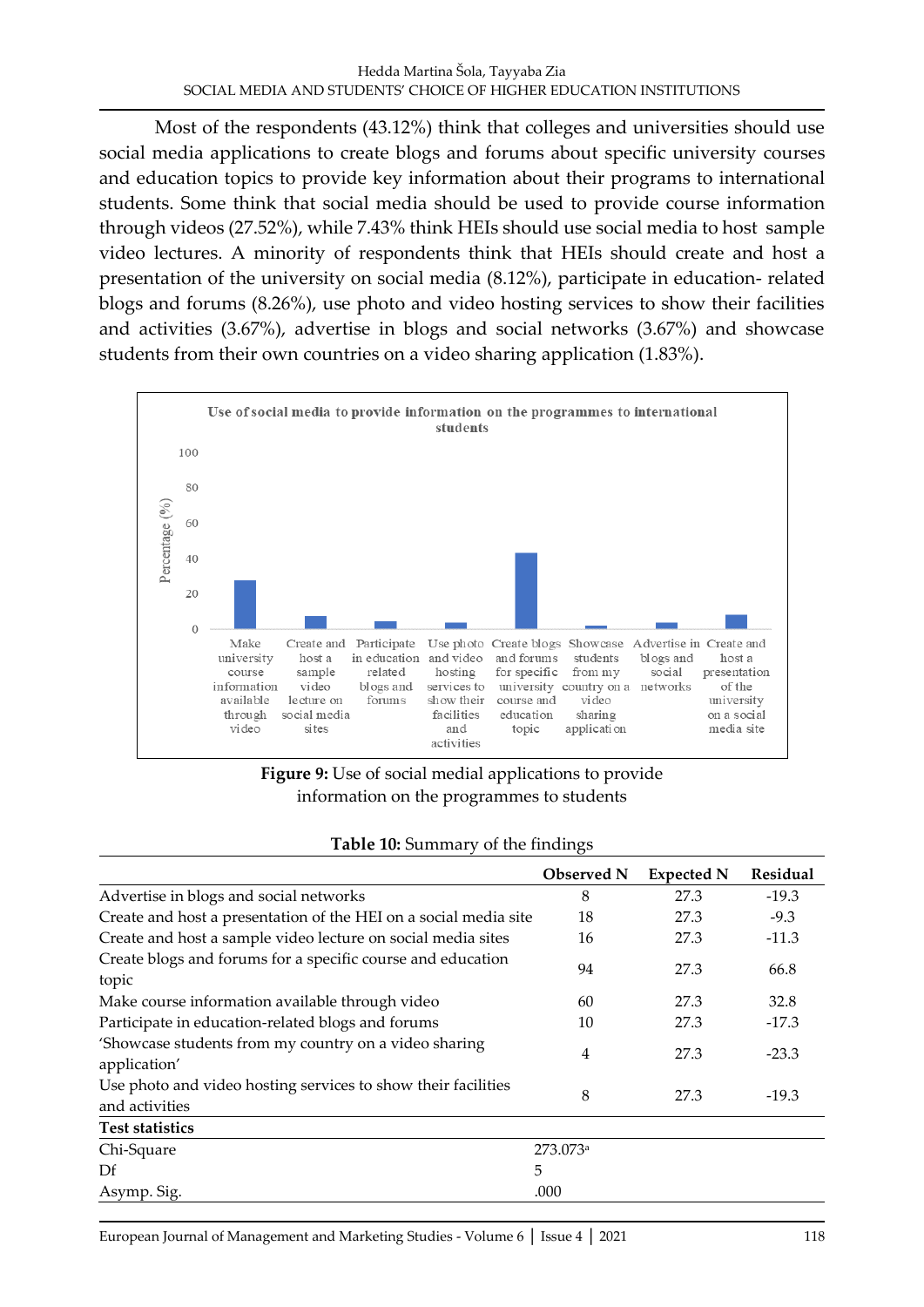Most of the respondents (43.12%) think that colleges and universities should use social media applications to create blogs and forums about specific university courses and education topics to provide key information about their programs to international students. Some think that social media should be used to provide course information through videos (27.52%), while 7.43% think HEIs should use social media to host sample video lectures. A minority of respondents think that HEIs should create and host a presentation of the university on social media (8.12%), participate in education- related blogs and forums (8.26%), use photo and video hosting services to show their facilities and activities (3.67%), advertise in blogs and social networks (3.67%) and showcase students from their own countries on a video sharing application (1.83%).

Use of social media to provide information on the programmes to international students

Percentage (%)

100
80
60
40
20
0

Make university course information available through video
Create and host a sample video lecture on social media sites
Participate in education related blogs and forums
Use photo and video hosting services to show their facilities and activities
Create blogs and forums for specific university course and education topic
Showcase students from my country on a video sharing application
Advertise in blogs and social networks
Create and host a presentation of the university on a social media site

**Figure 9:** Use of social medial applications to provide information on the programmes to students

**Table 10:** Summary of the findings

| | Observed N | Expected N | Residual |
|---|---|---|---|
| Advertise in blogs and social networks | 8 | 27.3 | -19.3 |
| Create and host a presentation of the HEI on a social media site | 18 | 27.3 | -9.3 |
| Create and host a sample video lecture on social media sites | 16 | 27.3 | -11.3 |
| Create blogs and forums for a specific course and education topic | 94 | 27.3 | 66.8 |
| Make course information available through video | 60 | 27.3 | 32.8 |
| Participate in education-related blogs and forums | 10 | 27.3 | -17.3 |
| 'Showcase students from my country on a video sharing application' | 4 | 27.3 | -23.3 |
| Use photo and video hosting services to show their facilities and activities | 8 | 27.3 | -19.3 |
| **Test statistics** | | | |
| Chi-Square | 273.073[a] | | |
| Df | 5 | | |
| Asymp. Sig. | .000 | | |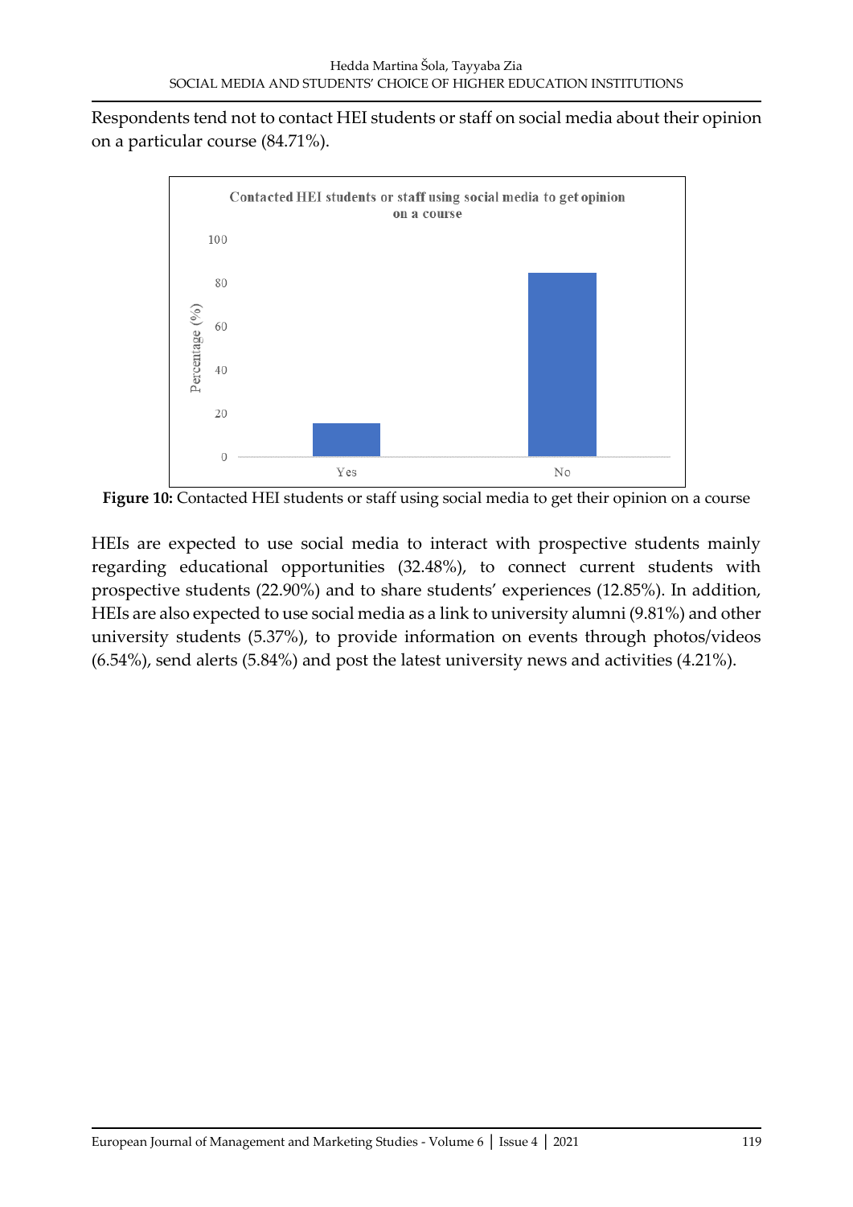Respondents tend not to contact HEI students or staff on social media about their opinion on a particular course (84.71%).

Contacted HEI students or staff using social media to get opinion on a course

100
80
60
40
20
0

Percentage (%)

Yes
No

**Figure 10:** Contacted HEI students or staff using social media to get their opinion on a course

HEIs are expected to use social media to interact with prospective students mainly regarding educational opportunities (32.48%), to connect current students with prospective students (22.90%) and to share students' experiences (12.85%). In addition, HEIs are also expected to use social media as a link to university alumni (9.81%) and other university students (5.37%), to provide information on events through photos/videos (6.54%), send alerts (5.84%) and post the latest university news and activities (4.21%).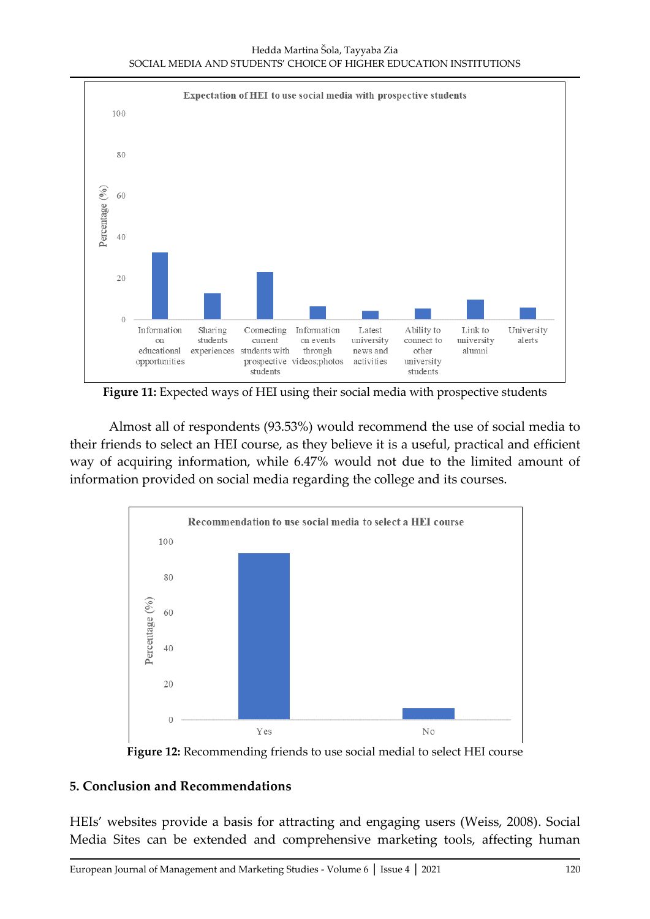Expectation of HEI to use social media with prospective students

100
80
60
40
20
0

Percentage (%)

Information on educational opportunities
Sharing students experiences
Connecting current students with prospective students
Information on events through videos;photos
Latest university news and activities
Ability to connect to other university students
Link to university alumni
University alerts

**Figure 11:** Expected ways of HEI using their social media with prospective students

Almost all of respondents (93.53%) would recommend the use of social media to their friends to select an HEI course, as they believe it is a useful, practical and efficient way of acquiring information, while 6.47% would not due to the limited amount of information provided on social media regarding the college and its courses.

Recommendation to use social media to select a HEI course

100
80
60
40
20
0

Percentage (%)

Yes
No

**Figure 12:** Recommending friends to use social medial to select HEI course

## 5. Conclusion and Recommendations

HEIs' websites provide a basis for attracting and engaging users (Weiss, 2008). Social Media Sites can be extended and comprehensive marketing tools, affecting human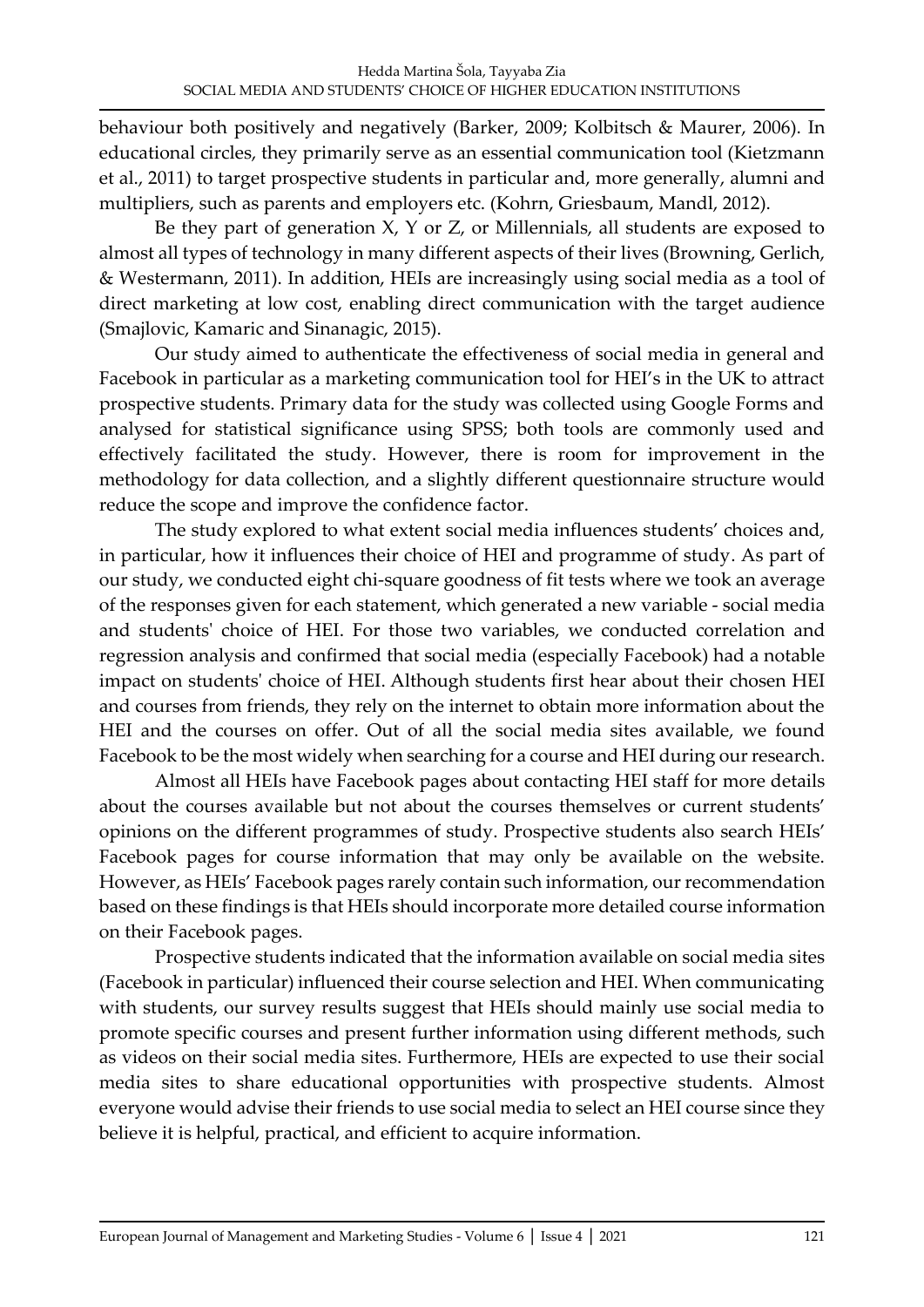behaviour both positively and negatively (Barker, 2009; Kolbitsch & Maurer, 2006). In educational circles, they primarily serve as an essential communication tool (Kietzmann et al., 2011) to target prospective students in particular and, more generally, alumni and multipliers, such as parents and employers etc. (Kohrn, Griesbaum, Mandl, 2012).

Be they part of generation X, Y or Z, or Millennials, all students are exposed to almost all types of technology in many different aspects of their lives (Browning, Gerlich, & Westermann, 2011). In addition, HEIs are increasingly using social media as a tool of direct marketing at low cost, enabling direct communication with the target audience (Smajlovic, Kamaric and Sinanagic, 2015).

Our study aimed to authenticate the effectiveness of social media in general and Facebook in particular as a marketing communication tool for HEI's in the UK to attract prospective students. Primary data for the study was collected using Google Forms and analysed for statistical significance using SPSS; both tools are commonly used and effectively facilitated the study. However, there is room for improvement in the methodology for data collection, and a slightly different questionnaire structure would reduce the scope and improve the confidence factor.

The study explored to what extent social media influences students' choices and, in particular, how it influences their choice of HEI and programme of study. As part of our study, we conducted eight chi-square goodness of fit tests where we took an average of the responses given for each statement, which generated a new variable - social media and students' choice of HEI. For those two variables, we conducted correlation and regression analysis and confirmed that social media (especially Facebook) had a notable impact on students' choice of HEI. Although students first hear about their chosen HEI and courses from friends, they rely on the internet to obtain more information about the HEI and the courses on offer. Out of all the social media sites available, we found Facebook to be the most widely when searching for a course and HEI during our research.

Almost all HEIs have Facebook pages about contacting HEI staff for more details about the courses available but not about the courses themselves or current students' opinions on the different programmes of study. Prospective students also search HEIs' Facebook pages for course information that may only be available on the website. However, as HEIs' Facebook pages rarely contain such information, our recommendation based on these findings is that HEIs should incorporate more detailed course information on their Facebook pages.

Prospective students indicated that the information available on social media sites (Facebook in particular) influenced their course selection and HEI. When communicating with students, our survey results suggest that HEIs should mainly use social media to promote specific courses and present further information using different methods, such as videos on their social media sites. Furthermore, HEIs are expected to use their social media sites to share educational opportunities with prospective students. Almost everyone would advise their friends to use social media to select an HEI course since they believe it is helpful, practical, and efficient to acquire information.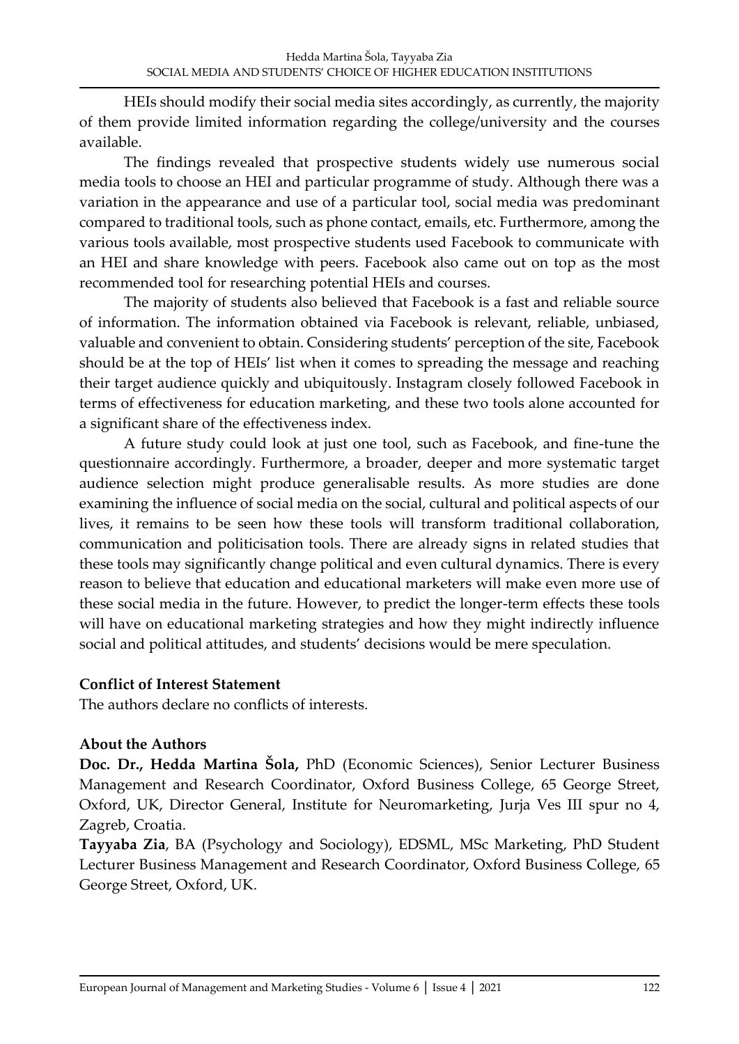HEIs should modify their social media sites accordingly, as currently, the majority of them provide limited information regarding the college/university and the courses available.

The findings revealed that prospective students widely use numerous social media tools to choose an HEI and particular programme of study. Although there was a variation in the appearance and use of a particular tool, social media was predominant compared to traditional tools, such as phone contact, emails, etc. Furthermore, among the various tools available, most prospective students used Facebook to communicate with an HEI and share knowledge with peers. Facebook also came out on top as the most recommended tool for researching potential HEIs and courses.

The majority of students also believed that Facebook is a fast and reliable source of information. The information obtained via Facebook is relevant, reliable, unbiased, valuable and convenient to obtain. Considering students' perception of the site, Facebook should be at the top of HEIs' list when it comes to spreading the message and reaching their target audience quickly and ubiquitously. Instagram closely followed Facebook in terms of effectiveness for education marketing, and these two tools alone accounted for a significant share of the effectiveness index.

A future study could look at just one tool, such as Facebook, and fine-tune the questionnaire accordingly. Furthermore, a broader, deeper and more systematic target audience selection might produce generalisable results. As more studies are done examining the influence of social media on the social, cultural and political aspects of our lives, it remains to be seen how these tools will transform traditional collaboration, communication and politicisation tools. There are already signs in related studies that these tools may significantly change political and even cultural dynamics. There is every reason to believe that education and educational marketers will make even more use of these social media in the future. However, to predict the longer-term effects these tools will have on educational marketing strategies and how they might indirectly influence social and political attitudes, and students' decisions would be mere speculation.

**Conflict of Interest Statement**

The authors declare no conflicts of interests.

**About the Authors**

**Doc. Dr., Hedda Martina Šola,** PhD (Economic Sciences), Senior Lecturer Business Management and Research Coordinator, Oxford Business College, 65 George Street, Oxford, UK, Director General, Institute for Neuromarketing, Jurja Ves III spur no 4, Zagreb, Croatia.

**Tayyaba Zia**, BA (Psychology and Sociology), EDSML, MSc Marketing, PhD Student Lecturer Business Management and Research Coordinator, Oxford Business College, 65 George Street, Oxford, UK.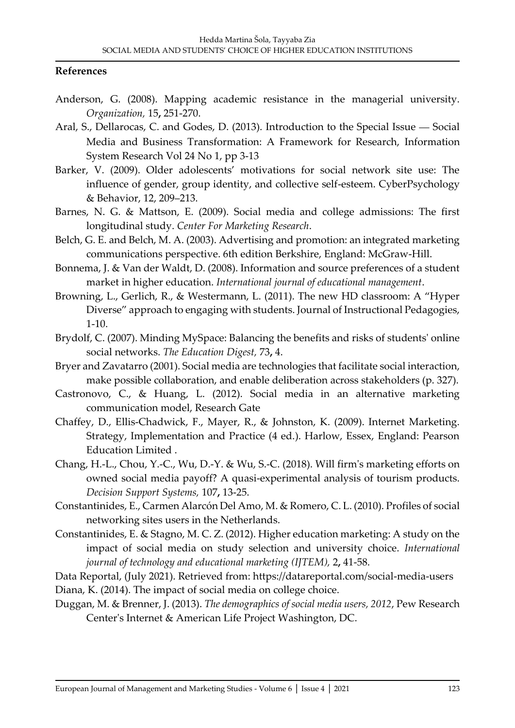## References

Anderson, G. (2008). Mapping academic resistance in the managerial university. *Organization,* 15**,** 251-270.

Aral, S., Dellarocas, C. and Godes, D. (2013). Introduction to the Special Issue — Social Media and Business Transformation: A Framework for Research, Information System Research Vol 24 No 1, pp 3-13

Barker, V. (2009). Older adolescents' motivations for social network site use: The influence of gender, group identity, and collective self-esteem. CyberPsychology & Behavior, 12, 209–213.

Barnes, N. G. & Mattson, E. (2009). Social media and college admissions: The first longitudinal study. *Center For Marketing Research*.

Belch, G. E. and Belch, M. A. (2003). Advertising and promotion: an integrated marketing communications perspective. 6th edition Berkshire, England: McGraw-Hill.

Bonnema, J. & Van der Waldt, D. (2008). Information and source preferences of a student market in higher education. *International journal of educational management*.

Browning, L., Gerlich, R., & Westermann, L. (2011). The new HD classroom: A "Hyper Diverse" approach to engaging with students. Journal of Instructional Pedagogies, 1-10.

Brydolf, C. (2007). Minding MySpace: Balancing the benefits and risks of students' online social networks. *The Education Digest,* 73**,** 4.

Bryer and Zavatarro (2001). Social media are technologies that facilitate social interaction, make possible collaboration, and enable deliberation across stakeholders (p. 327).

Castronovo, C., & Huang, L. (2012). Social media in an alternative marketing communication model, Research Gate

Chaffey, D., Ellis-Chadwick, F., Mayer, R., & Johnston, K. (2009). Internet Marketing. Strategy, Implementation and Practice (4 ed.). Harlow, Essex, England: Pearson Education Limited .

Chang, H.-L., Chou, Y.-C., Wu, D.-Y. & Wu, S.-C. (2018). Will firm's marketing efforts on owned social media payoff? A quasi-experimental analysis of tourism products. *Decision Support Systems,* 107**,** 13-25.

Constantinides, E., Carmen Alarcón Del Amo, M. & Romero, C. L. (2010). Profiles of social networking sites users in the Netherlands.

Constantinides, E. & Stagno, M. C. Z. (2012). Higher education marketing: A study on the impact of social media on study selection and university choice. *International journal of technology and educational marketing (IJTEM),* 2**,** 41-58.

Data Reportal, (July 2021). Retrieved from: https://datareportal.com/social-media-users

Diana, K. (2014). The impact of social media on college choice.

Duggan, M. & Brenner, J. (2013). *The demographics of social media users, 2012*, Pew Research Center's Internet & American Life Project Washington, DC.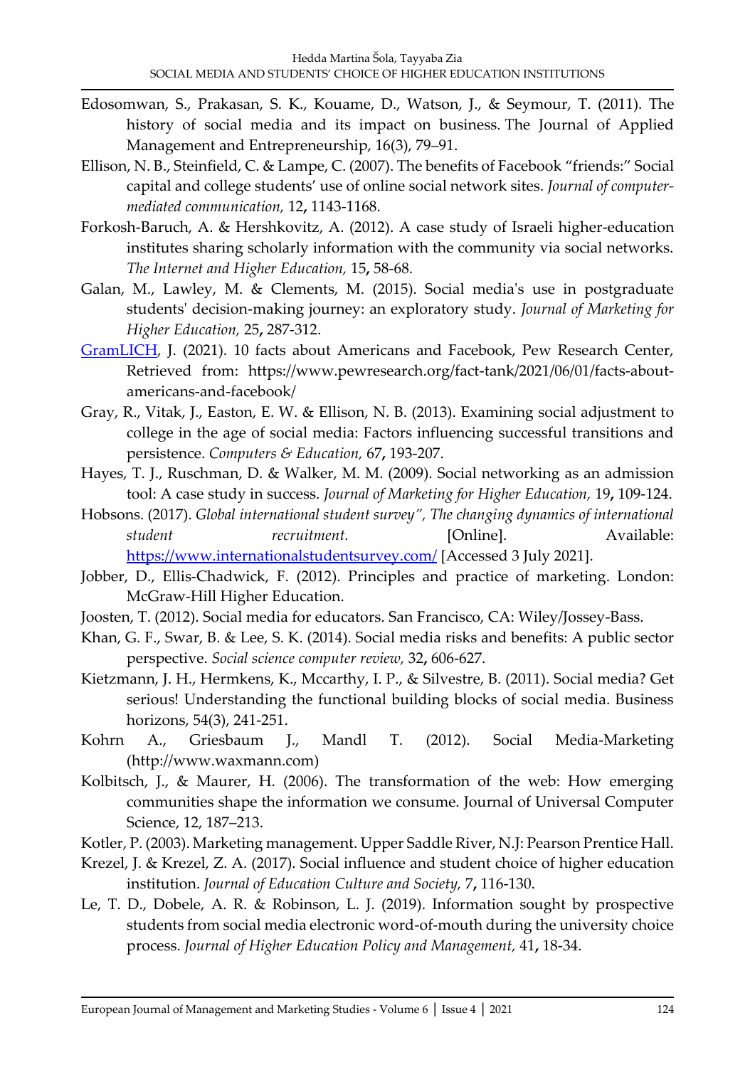Edosomwan, S., Prakasan, S. K., Kouame, D., Watson, J., & Seymour, T. (2011). The history of social media and its impact on business. The Journal of Applied Management and Entrepreneurship, 16(3), 79–91.

Ellison, N. B., Steinfield, C. & Lampe, C. (2007). The benefits of Facebook "friends:" Social capital and college students' use of online social network sites. *Journal of computer-mediated communication,* 12**,** 1143-1168.

Forkosh-Baruch, A. & Hershkovitz, A. (2012). A case study of Israeli higher-education institutes sharing scholarly information with the community via social networks. *The Internet and Higher Education,* 15**,** 58-68.

Galan, M., Lawley, M. & Clements, M. (2015). Social media's use in postgraduate students' decision-making journey: an exploratory study. *Journal of Marketing for Higher Education,* 25**,** 287-312.

GramLICH, J. (2021). 10 facts about Americans and Facebook, Pew Research Center, Retrieved from: https://www.pewresearch.org/fact-tank/2021/06/01/facts-about-americans-and-facebook/

Gray, R., Vitak, J., Easton, E. W. & Ellison, N. B. (2013). Examining social adjustment to college in the age of social media: Factors influencing successful transitions and persistence. *Computers & Education,* 67**,** 193-207.

Hayes, T. J., Ruschman, D. & Walker, M. M. (2009). Social networking as an admission tool: A case study in success. *Journal of Marketing for Higher Education,* 19**,** 109-124.

Hobsons. (2017). *Global international student survey", The changing dynamics of international student recruitment.* [Online]. Available: https://www.internationalstudentsurvey.com/ [Accessed 3 July 2021].

Jobber, D., Ellis-Chadwick, F. (2012). Principles and practice of marketing. London: McGraw-Hill Higher Education.

Joosten, T. (2012). Social media for educators. San Francisco, CA: Wiley/Jossey-Bass.

Khan, G. F., Swar, B. & Lee, S. K. (2014). Social media risks and benefits: A public sector perspective. *Social science computer review,* 32**,** 606-627.

Kietzmann, J. H., Hermkens, K., Mccarthy, I. P., & Silvestre, B. (2011). Social media? Get serious! Understanding the functional building blocks of social media. Business horizons, 54(3), 241-251.

Kohrn A., Griesbaum J., Mandl T. (2012). Social Media-Marketing (http://www.waxmann.com)

Kolbitsch, J., & Maurer, H. (2006). The transformation of the web: How emerging communities shape the information we consume. Journal of Universal Computer Science, 12, 187–213.

Kotler, P. (2003). Marketing management. Upper Saddle River, N.J: Pearson Prentice Hall.

Krezel, J. & Krezel, Z. A. (2017). Social influence and student choice of higher education institution. *Journal of Education Culture and Society,* 7**,** 116-130.

Le, T. D., Dobele, A. R. & Robinson, L. J. (2019). Information sought by prospective students from social media electronic word-of-mouth during the university choice process. *Journal of Higher Education Policy and Management,* 41**,** 18-34.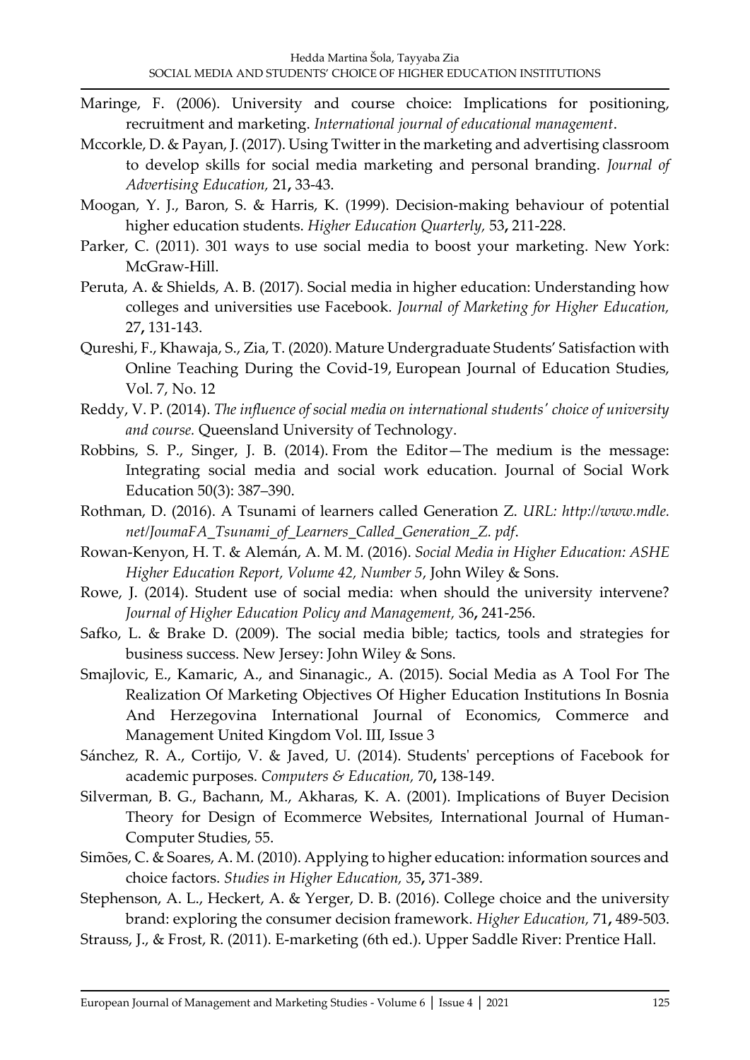Maringe, F. (2006). University and course choice: Implications for positioning, recruitment and marketing. *International journal of educational management*.

Mccorkle, D. & Payan, J. (2017). Using Twitter in the marketing and advertising classroom to develop skills for social media marketing and personal branding. *Journal of Advertising Education,* 21**,** 33-43.

Moogan, Y. J., Baron, S. & Harris, K. (1999). Decision-making behaviour of potential higher education students. *Higher Education Quarterly,* 53**,** 211-228.

Parker, C. (2011). 301 ways to use social media to boost your marketing. New York: McGraw-Hill.

Peruta, A. & Shields, A. B. (2017). Social media in higher education: Understanding how colleges and universities use Facebook. *Journal of Marketing for Higher Education,* 27**,** 131-143.

Qureshi, F., Khawaja, S., Zia, T. (2020). Mature Undergraduate Students' Satisfaction with Online Teaching During the Covid-19, European Journal of Education Studies, Vol. 7, No. 12

Reddy, V. P. (2014). *The influence of social media on international students' choice of university and course.* Queensland University of Technology.

Robbins, S. P., Singer, J. B. (2014). From the Editor—The medium is the message: Integrating social media and social work education. Journal of Social Work Education 50(3): 387–390.

Rothman, D. (2016). A Tsunami of learners called Generation Z. *URL: http://www.mdle.net/JoumaFA_Tsunami_of_Learners_Called_Generation_Z. pdf*.

Rowan-Kenyon, H. T. & Alemán, A. M. M. (2016). *Social Media in Higher Education: ASHE Higher Education Report, Volume 42, Number 5*, John Wiley & Sons.

Rowe, J. (2014). Student use of social media: when should the university intervene? *Journal of Higher Education Policy and Management,* 36**,** 241-256.

Safko, L. & Brake D. (2009). The social media bible; tactics, tools and strategies for business success. New Jersey: John Wiley & Sons.

Smajlovic, E., Kamaric, A., and Sinanagic., A. (2015). Social Media as A Tool For The Realization Of Marketing Objectives Of Higher Education Institutions In Bosnia And Herzegovina International Journal of Economics, Commerce and Management United Kingdom Vol. III, Issue 3

Sánchez, R. A., Cortijo, V. & Javed, U. (2014). Students' perceptions of Facebook for academic purposes. *Computers & Education,* 70**,** 138-149.

Silverman, B. G., Bachann, M., Akharas, K. A. (2001). Implications of Buyer Decision Theory for Design of Ecommerce Websites, International Journal of Human-Computer Studies, 55.

Simões, C. & Soares, A. M. (2010). Applying to higher education: information sources and choice factors. *Studies in Higher Education,* 35**,** 371-389.

Stephenson, A. L., Heckert, A. & Yerger, D. B. (2016). College choice and the university brand: exploring the consumer decision framework. *Higher Education,* 71**,** 489-503.

Strauss, J., & Frost, R. (2011). E-marketing (6th ed.). Upper Saddle River: Prentice Hall.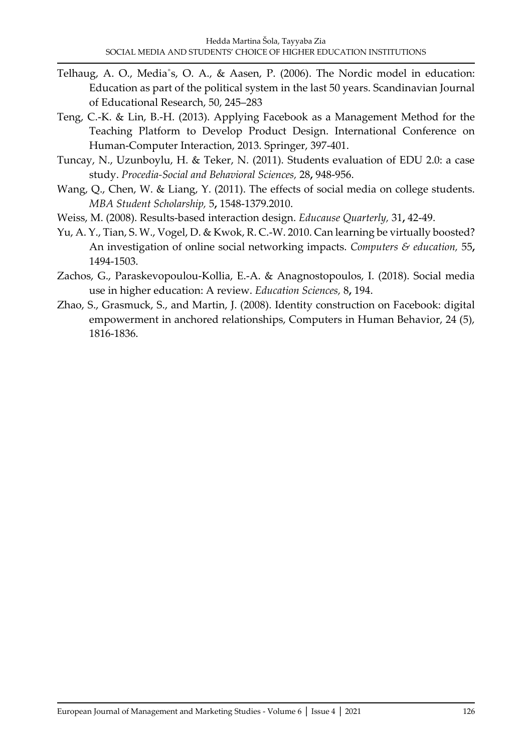Telhaug, A. O., Media˚s, O. A., & Aasen, P. (2006). The Nordic model in education: Education as part of the political system in the last 50 years. Scandinavian Journal of Educational Research, 50, 245–283

Teng, C.-K. & Lin, B.-H. (2013). Applying Facebook as a Management Method for the Teaching Platform to Develop Product Design. International Conference on Human-Computer Interaction, 2013. Springer, 397-401.

Tuncay, N., Uzunboylu, H. & Teker, N. (2011). Students evaluation of EDU 2.0: a case study. *Procedia-Social and Behavioral Sciences,* 28**,** 948-956.

Wang, Q., Chen, W. & Liang, Y. (2011). The effects of social media on college students. *MBA Student Scholarship,* 5**,** 1548-1379.2010.

Weiss, M. (2008). Results-based interaction design. *Educause Quarterly,* 31**,** 42-49.

Yu, A. Y., Tian, S. W., Vogel, D. & Kwok, R. C.-W. 2010. Can learning be virtually boosted? An investigation of online social networking impacts. *Computers & education,* 55**,** 1494-1503.

Zachos, G., Paraskevopoulou-Kollia, E.-A. & Anagnostopoulos, I. (2018). Social media use in higher education: A review. *Education Sciences,* 8**,** 194.

Zhao, S., Grasmuck, S., and Martin, J. (2008). Identity construction on Facebook: digital empowerment in anchored relationships, Computers in Human Behavior, 24 (5), 1816-1836.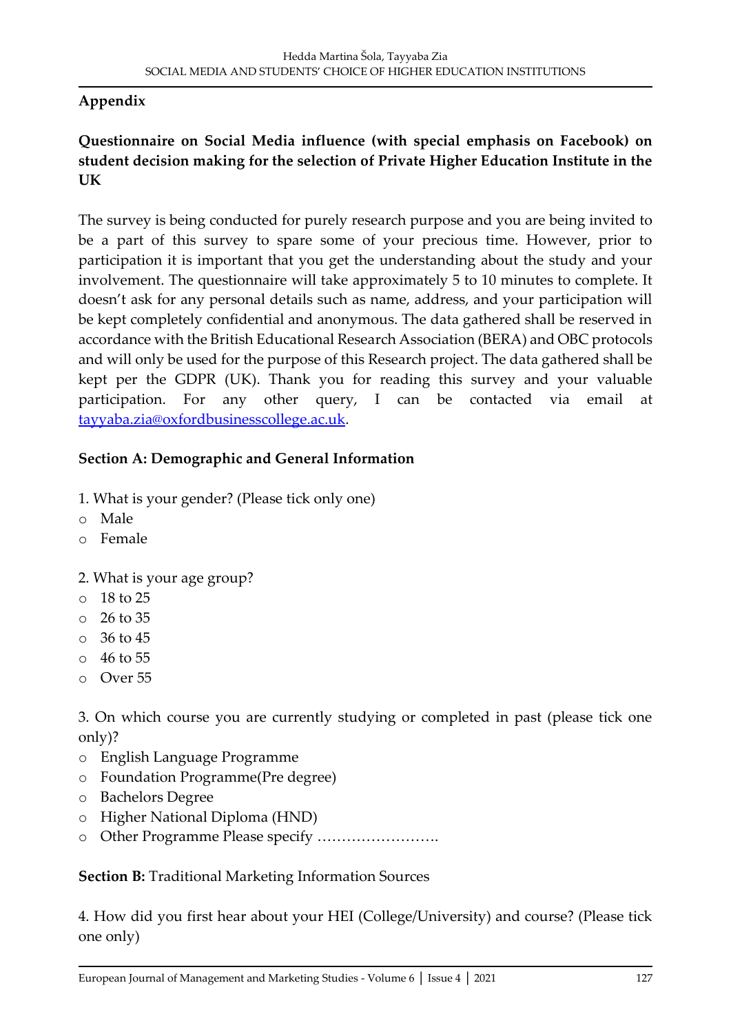## Appendix

### Questionnaire on Social Media influence (with special emphasis on Facebook) on student decision making for the selection of Private Higher Education Institute in the UK

The survey is being conducted for purely research purpose and you are being invited to be a part of this survey to spare some of your precious time. However, prior to participation it is important that you get the understanding about the study and your involvement. The questionnaire will take approximately 5 to 10 minutes to complete. It doesn't ask for any personal details such as name, address, and your participation will be kept completely confidential and anonymous. The data gathered shall be reserved in accordance with the British Educational Research Association (BERA) and OBC protocols and will only be used for the purpose of this Research project. The data gathered shall be kept per the GDPR (UK). Thank you for reading this survey and your valuable participation. For any other query, I can be contacted via email at [tayyaba.zia@oxfordbusinesscollege.ac.uk](mailto:tayyaba.zia@oxfordbusinesscollege.ac.uk).

**Section A: Demographic and General Information**

1. What is your gender? (Please tick only one)
- o Male
- o Female

2. What is your age group?
- o 18 to 25
- o 26 to 35
- o 36 to 45
- o 46 to 55
- o Over 55

3. On which course you are currently studying or completed in past (please tick one only)?
- o English Language Programme
- o Foundation Programme(Pre degree)
- o Bachelors Degree
- o Higher National Diploma (HND)
- o Other Programme Please specify …………………….

**Section B:** Traditional Marketing Information Sources

4. How did you first hear about your HEI (College/University) and course? (Please tick one only)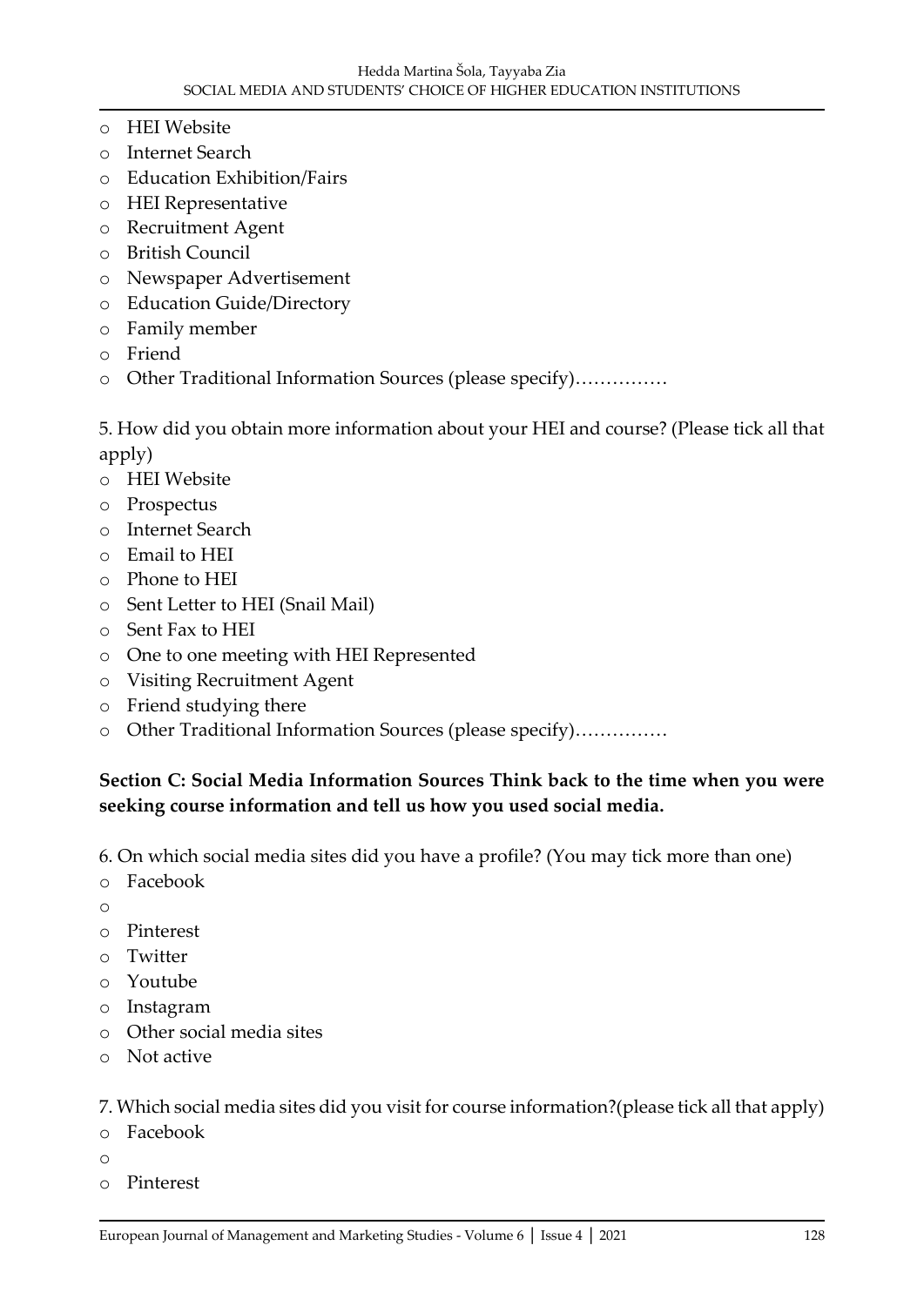- HEI Website
- Internet Search
- Education Exhibition/Fairs
- HEI Representative
- Recruitment Agent
- British Council
- Newspaper Advertisement
- Education Guide/Directory
- Family member
- Friend
- Other Traditional Information Sources (please specify)……………

5. How did you obtain more information about your HEI and course? (Please tick all that apply)

- HEI Website
- Prospectus
- Internet Search
- Email to HEI
- Phone to HEI
- Sent Letter to HEI (Snail Mail)
- Sent Fax to HEI
- One to one meeting with HEI Represented
- Visiting Recruitment Agent
- Friend studying there
- Other Traditional Information Sources (please specify)……………

**Section C: Social Media Information Sources Think back to the time when you were seeking course information and tell us how you used social media.**

6. On which social media sites did you have a profile? (You may tick more than one)

- Facebook
- 
- Pinterest
- Twitter
- Youtube
- Instagram
- Other social media sites
- Not active

7. Which social media sites did you visit for course information?(please tick all that apply)

- Facebook
- 
- Pinterest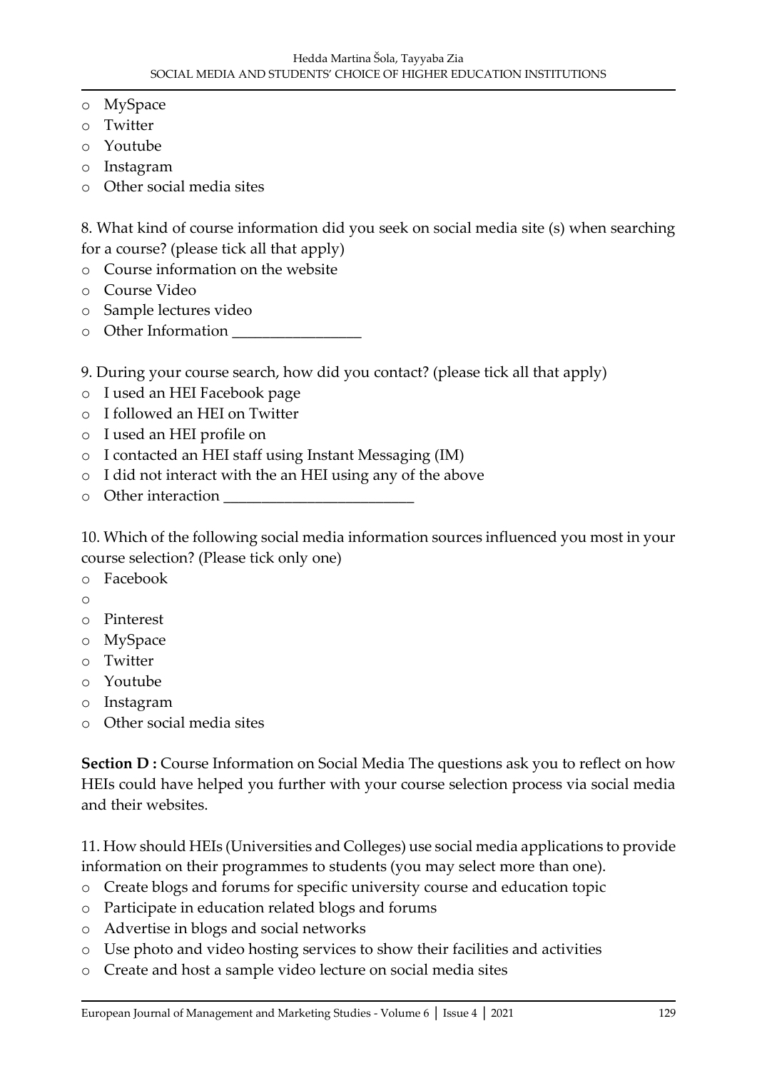- MySpace
- Twitter
- Youtube
- Instagram
- Other social media sites

8. What kind of course information did you seek on social media site (s) when searching for a course? (please tick all that apply)

- Course information on the website
- Course Video
- Sample lectures video
- Other Information _________________

9. During your course search, how did you contact? (please tick all that apply)

- I used an HEI Facebook page
- I followed an HEI on Twitter
- I used an HEI profile on
- I contacted an HEI staff using Instant Messaging (IM)
- I did not interact with the an HEI using any of the above
- Other interaction _________________________

10. Which of the following social media information sources influenced you most in your course selection? (Please tick only one)

- Facebook
- 
- Pinterest
- MySpace
- Twitter
- Youtube
- Instagram
- Other social media sites

**Section D :** Course Information on Social Media The questions ask you to reflect on how HEIs could have helped you further with your course selection process via social media and their websites.

11. How should HEIs (Universities and Colleges) use social media applications to provide information on their programmes to students (you may select more than one).

- Create blogs and forums for specific university course and education topic
- Participate in education related blogs and forums
- Advertise in blogs and social networks
- Use photo and video hosting services to show their facilities and activities
- Create and host a sample video lecture on social media sites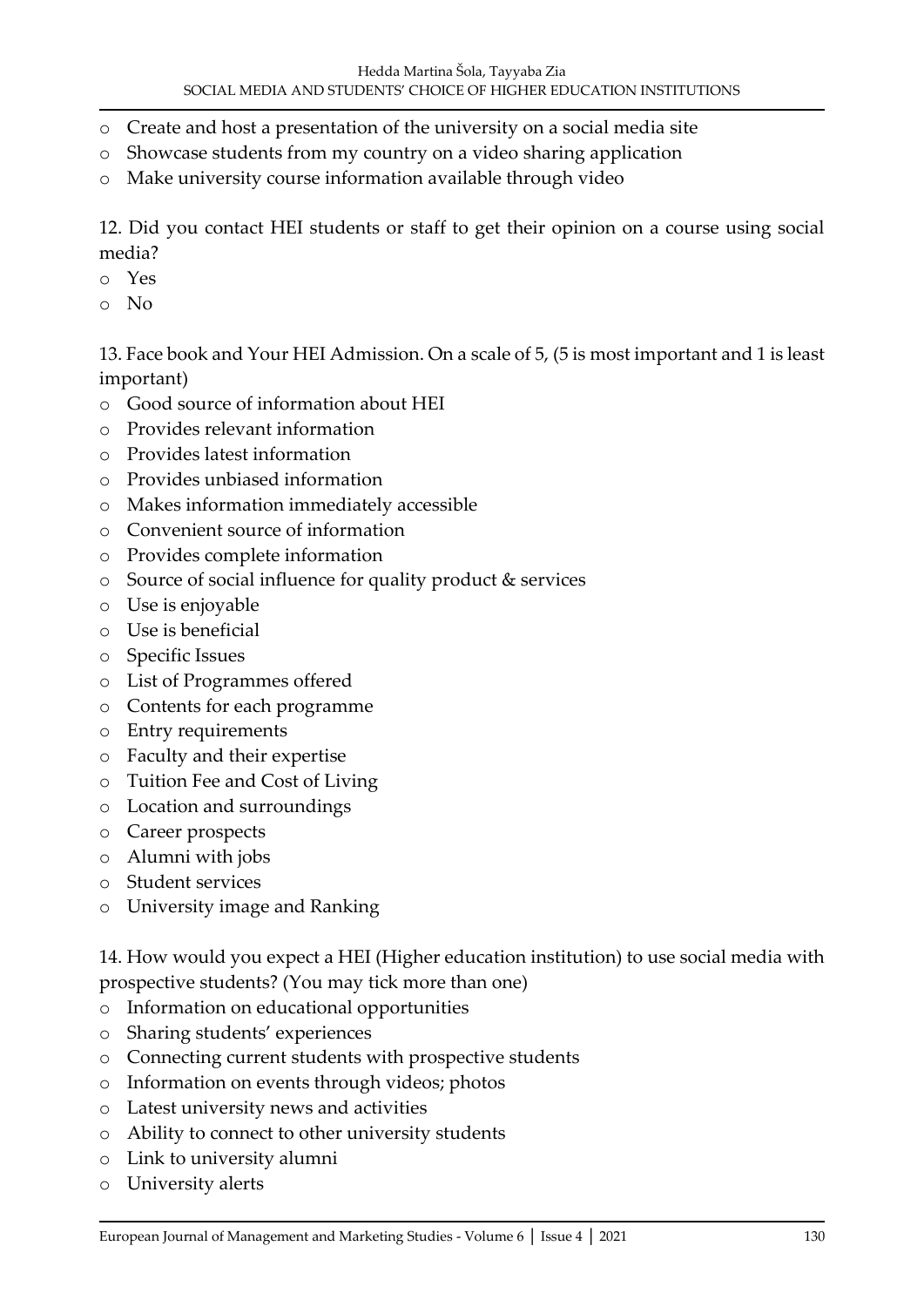- Create and host a presentation of the university on a social media site
- Showcase students from my country on a video sharing application
- Make university course information available through video

12. Did you contact HEI students or staff to get their opinion on a course using social media?

- Yes
- No

13. Face book and Your HEI Admission. On a scale of 5, (5 is most important and 1 is least important)

- Good source of information about HEI
- Provides relevant information
- Provides latest information
- Provides unbiased information
- Makes information immediately accessible
- Convenient source of information
- Provides complete information
- Source of social influence for quality product & services
- Use is enjoyable
- Use is beneficial
- Specific Issues
- List of Programmes offered
- Contents for each programme
- Entry requirements
- Faculty and their expertise
- Tuition Fee and Cost of Living
- Location and surroundings
- Career prospects
- Alumni with jobs
- Student services
- University image and Ranking

14. How would you expect a HEI (Higher education institution) to use social media with prospective students? (You may tick more than one)

- Information on educational opportunities
- Sharing students' experiences
- Connecting current students with prospective students
- Information on events through videos; photos
- Latest university news and activities
- Ability to connect to other university students
- Link to university alumni
- University alerts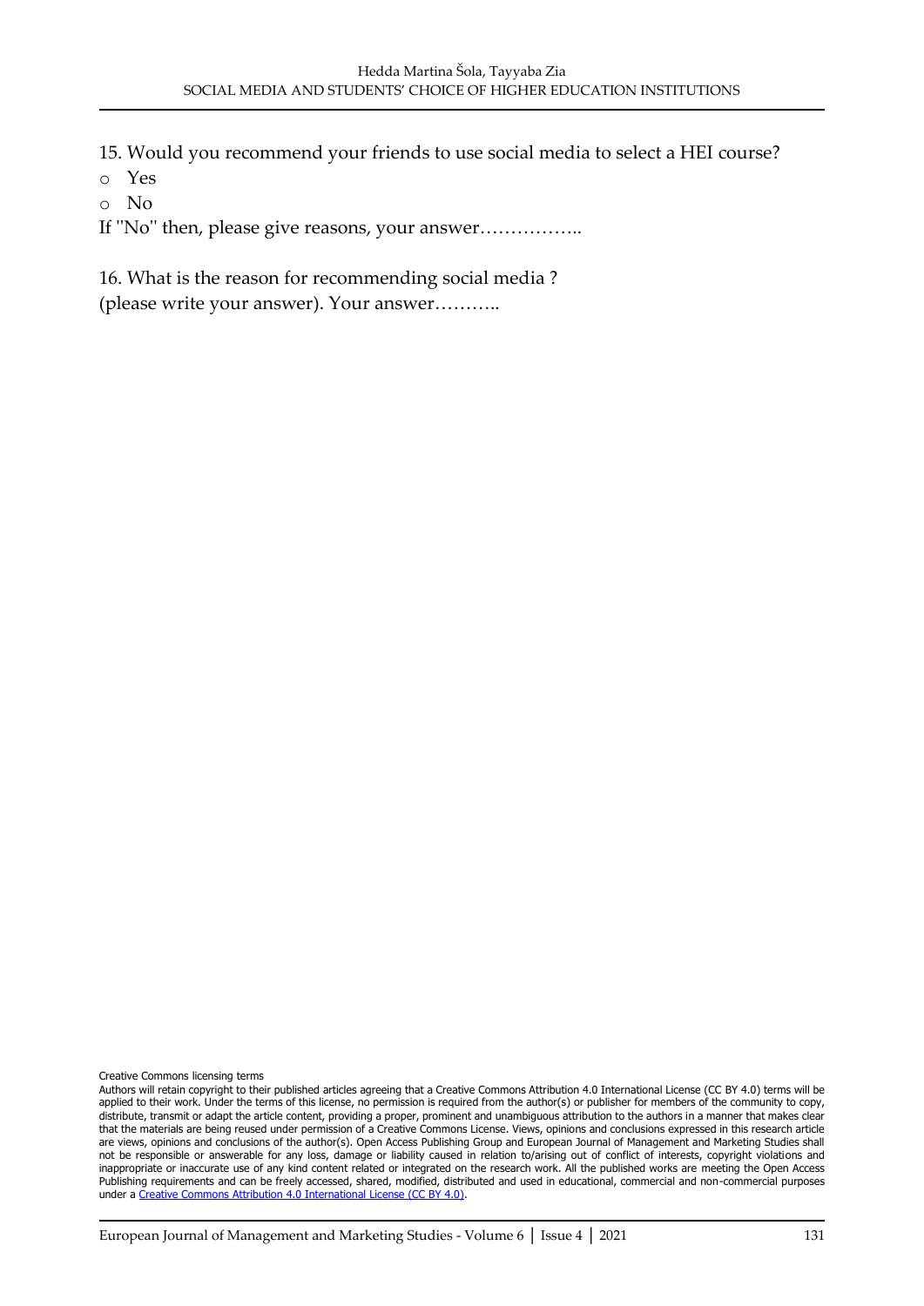15. Would you recommend your friends to use social media to select a HEI course?

- Yes
- No

If ''No'' then, please give reasons, your answer……………..

16. What is the reason for recommending social media ?
(please write your answer). Your answer………..

Creative Commons licensing terms

Authors will retain copyright to their published articles agreeing that a Creative Commons Attribution 4.0 International License (CC BY 4.0) terms will be applied to their work. Under the terms of this license, no permission is required from the author(s) or publisher for members of the community to copy, distribute, transmit or adapt the article content, providing a proper, prominent and unambiguous attribution to the authors in a manner that makes clear that the materials are being reused under permission of a Creative Commons License. Views, opinions and conclusions expressed in this research article are views, opinions and conclusions of the author(s). Open Access Publishing Group and European Journal of Management and Marketing Studies shall not be responsible or answerable for any loss, damage or liability caused in relation to/arising out of conflict of interests, copyright violations and inappropriate or inaccurate use of any kind content related or integrated on the research work. All the published works are meeting the Open Access Publishing requirements and can be freely accessed, shared, modified, distributed and used in educational, commercial and non-commercial purposes under a Creative Commons Attribution 4.0 International License (CC BY 4.0).